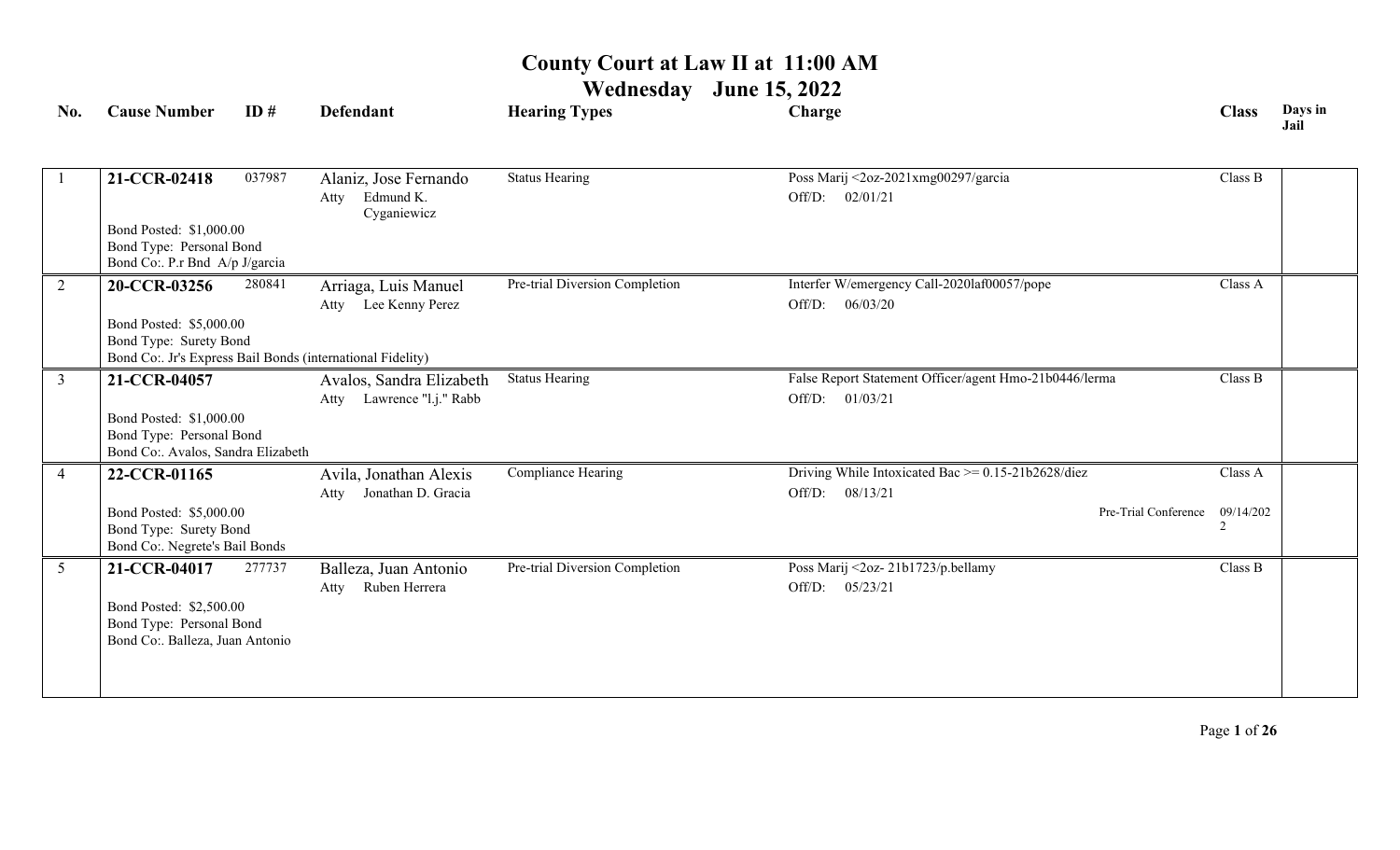# County Court at Law II at 11:00 AM

## Wednesday June 15, 2022

| No. | Cause Number | ID # | Defendant | Hearing Types | Charge | Class | Days in Jail |
|---|---|---|---|---|---|---|---|
| 1 | **21-CCR-02418**<br>Bond Posted: $1,000.00<br>Bond Type: Personal Bond<br>Bond Co:. P.r Bnd A/p J/garcia | 037987 | Alaniz, Jose Fernando<br>Atty Edmund K. Cyganiewicz | Status Hearing | Poss Marij <2oz-2021xmg00297/garcia<br>Off/D: 02/01/21 | Class B | |
| 2 | **20-CCR-03256**<br>Bond Posted: $5,000.00<br>Bond Type: Surety Bond<br>Bond Co:. Jr's Express Bail Bonds (international Fidelity) | 280841 | Arriaga, Luis Manuel<br>Atty Lee Kenny Perez | Pre-trial Diversion Completion | Interfer W/emergency Call-2020laf00057/pope<br>Off/D: 06/03/20 | Class A | |
| 3 | **21-CCR-04057**<br>Bond Posted: $1,000.00<br>Bond Type: Personal Bond<br>Bond Co:. Avalos, Sandra Elizabeth | | Avalos, Sandra Elizabeth<br>Atty Lawrence "l.j." Rabb | Status Hearing | False Report Statement Officer/agent Hmo-21b0446/lerma<br>Off/D: 01/03/21 | Class B | |
| 4 | **22-CCR-01165**<br>Bond Posted: $5,000.00<br>Bond Type: Surety Bond<br>Bond Co:. Negrete's Bail Bonds | | Avila, Jonathan Alexis<br>Atty Jonathan D. Gracia | Compliance Hearing | Driving While Intoxicated Bac >= 0.15-21b2628/diez<br>Off/D: 08/13/21<br>Pre-Trial Conference 09/14/2022 | Class A | |
| 5 | **21-CCR-04017**<br>Bond Posted: $2,500.00<br>Bond Type: Personal Bond<br>Bond Co:. Balleza, Juan Antonio | 277737 | Balleza, Juan Antonio<br>Atty Ruben Herrera | Pre-trial Diversion Completion | Poss Marij <2oz- 21b1723/p.bellamy<br>Off/D: 05/23/21 | Class B | |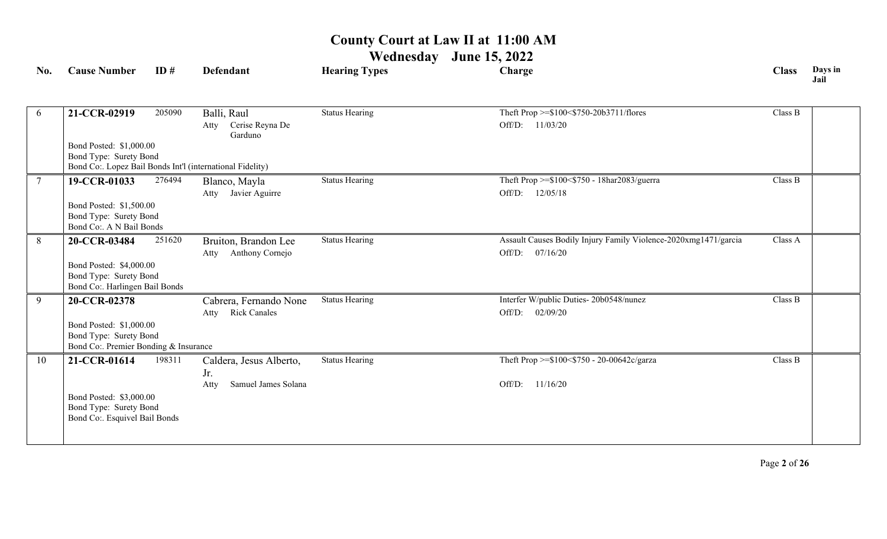# County Court at Law II at 11:00 AM

## Wednesday June 15, 2022

| No. | Cause Number | ID # | Defendant | Hearing Types | Charge | Class | Days in Jail |
|---|---|---|---|---|---|---|---|
| 6 | **21-CCR-02919**<br>Bond Posted: $1,000.00<br>Bond Type: Surety Bond<br>Bond Co:. Lopez Bail Bonds Int'l (international Fidelity) | 205090 | Balli, Raul<br>Atty Cerise Reyna De Garduno | Status Hearing | Theft Prop >=$100<$750-20b3711/flores<br>Off/D: 11/03/20 | Class B | |
| 7 | **19-CCR-01033**<br>Bond Posted: $1,500.00<br>Bond Type: Surety Bond<br>Bond Co:. A N Bail Bonds | 276494 | Blanco, Mayla<br>Atty Javier Aguirre | Status Hearing | Theft Prop >=$100<$750 - 18har2083/guerra<br>Off/D: 12/05/18 | Class B | |
| 8 | **20-CCR-03484**<br>Bond Posted: $4,000.00<br>Bond Type: Surety Bond<br>Bond Co:. Harlingen Bail Bonds | 251620 | Bruiton, Brandon Lee<br>Atty Anthony Cornejo | Status Hearing | Assault Causes Bodily Injury Family Violence-2020xmg1471/garcia<br>Off/D: 07/16/20 | Class A | |
| 9 | **20-CCR-02378**<br>Bond Posted: $1,000.00<br>Bond Type: Surety Bond<br>Bond Co:. Premier Bonding & Insurance | | Cabrera, Fernando None<br>Atty Rick Canales | Status Hearing | Interfer W/public Duties- 20b0548/nunez<br>Off/D: 02/09/20 | Class B | |
| 10 | **21-CCR-01614**<br>Bond Posted: $3,000.00<br>Bond Type: Surety Bond<br>Bond Co:. Esquivel Bail Bonds | 198311 | Caldera, Jesus Alberto, Jr.<br>Atty Samuel James Solana | Status Hearing | Theft Prop >=$100<$750 - 20-00642c/garza<br>Off/D: 11/16/20 | Class B | |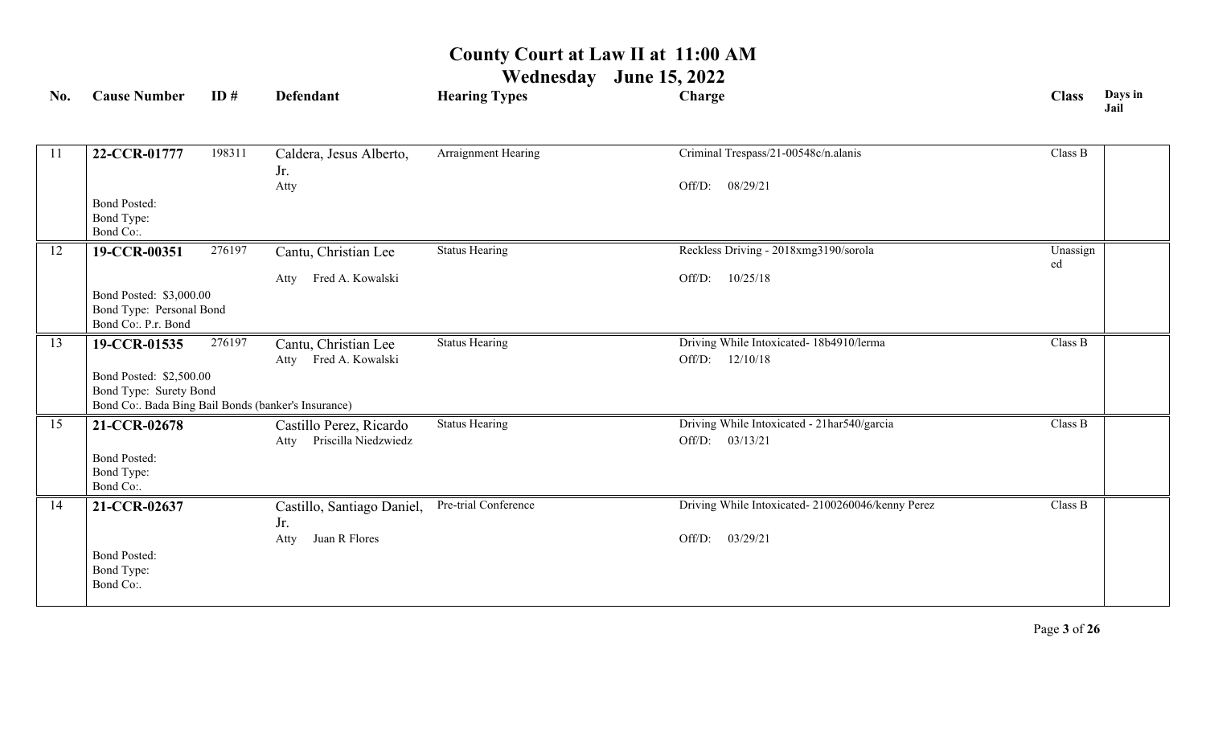# County Court at Law II at 11:00 AM

## Wednesday June 15, 2022

| No. | Cause Number | ID # | Defendant | Hearing Types | Charge | Class | Days in Jail |
|---|---|---|---|---|---|---|---|
| 11 | **22-CCR-01777**<br>Bond Posted:<br>Bond Type:<br>Bond Co:. | 198311 | Caldera, Jesus Alberto, Jr.<br>Atty | Arraignment Hearing | Criminal Trespass/21-00548c/n.alanis<br>Off/D: 08/29/21 | Class B | |
| 12 | **19-CCR-00351**<br>Bond Posted: $3,000.00<br>Bond Type: Personal Bond<br>Bond Co:. P.r. Bond | 276197 | Cantu, Christian Lee<br>Atty Fred A. Kowalski | Status Hearing | Reckless Driving - 2018xmg3190/sorola<br>Off/D: 10/25/18 | Unassigned | |
| 13 | **19-CCR-01535**<br>Bond Posted: $2,500.00<br>Bond Type: Surety Bond<br>Bond Co:. Bada Bing Bail Bonds (banker's Insurance) | 276197 | Cantu, Christian Lee<br>Atty Fred A. Kowalski | Status Hearing | Driving While Intoxicated- 18b4910/lerma<br>Off/D: 12/10/18 | Class B | |
| 15 | **21-CCR-02678**<br>Bond Posted:<br>Bond Type:<br>Bond Co:. | | Castillo Perez, Ricardo<br>Atty Priscilla Niedzwiedz | Status Hearing | Driving While Intoxicated - 21har540/garcia<br>Off/D: 03/13/21 | Class B | |
| 14 | **21-CCR-02637**<br>Bond Posted:<br>Bond Type:<br>Bond Co:. | | Castillo, Santiago Daniel, Jr.<br>Atty Juan R Flores | Pre-trial Conference | Driving While Intoxicated- 2100260046/kenny Perez<br>Off/D: 03/29/21 | Class B | |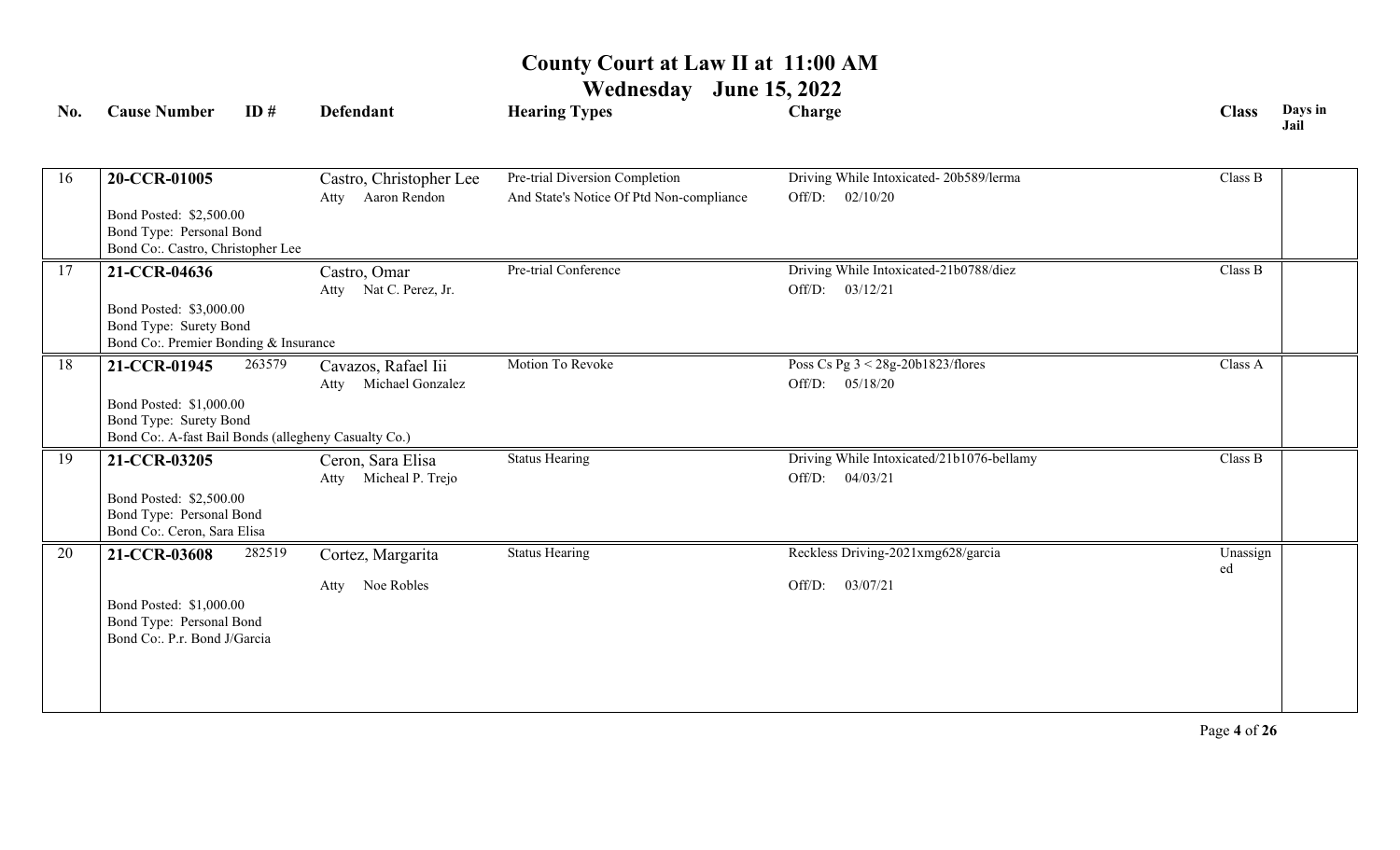# County Court at Law II at 11:00 AM

## Wednesday June 15, 2022

| No. | Cause Number | ID # | Defendant | Hearing Types | Charge | Class | Days in Jail |
|---|---|---|---|---|---|---|---|
| 16 | **20-CCR-01005**<br>Bond Posted: $2,500.00<br>Bond Type: Personal Bond<br>Bond Co:. Castro, Christopher Lee | | Castro, Christopher Lee<br>Atty Aaron Rendon | Pre-trial Diversion Completion<br>And State's Notice Of Ptd Non-compliance | Driving While Intoxicated- 20b589/lerma<br>Off/D: 02/10/20 | Class B | |
| 17 | **21-CCR-04636**<br>Bond Posted: $3,000.00<br>Bond Type: Surety Bond<br>Bond Co:. Premier Bonding & Insurance | | Castro, Omar<br>Atty Nat C. Perez, Jr. | Pre-trial Conference | Driving While Intoxicated-21b0788/diez<br>Off/D: 03/12/21 | Class B | |
| 18 | **21-CCR-01945**<br>Bond Posted: $1,000.00<br>Bond Type: Surety Bond<br>Bond Co:. A-fast Bail Bonds (allegheny Casualty Co.) | 263579 | Cavazos, Rafael Iii<br>Atty Michael Gonzalez | Motion To Revoke | Poss Cs Pg 3 < 28g-20b1823/flores<br>Off/D: 05/18/20 | Class A | |
| 19 | **21-CCR-03205**<br>Bond Posted: $2,500.00<br>Bond Type: Personal Bond<br>Bond Co:. Ceron, Sara Elisa | | Ceron, Sara Elisa<br>Atty Micheal P. Trejo | Status Hearing | Driving While Intoxicated/21b1076-bellamy<br>Off/D: 04/03/21 | Class B | |
| 20 | **21-CCR-03608**<br>Bond Posted: $1,000.00<br>Bond Type: Personal Bond<br>Bond Co:. P.r. Bond J/Garcia | 282519 | Cortez, Margarita<br>Atty Noe Robles | Status Hearing | Reckless Driving-2021xmg628/garcia<br>Off/D: 03/07/21 | Unassigned | |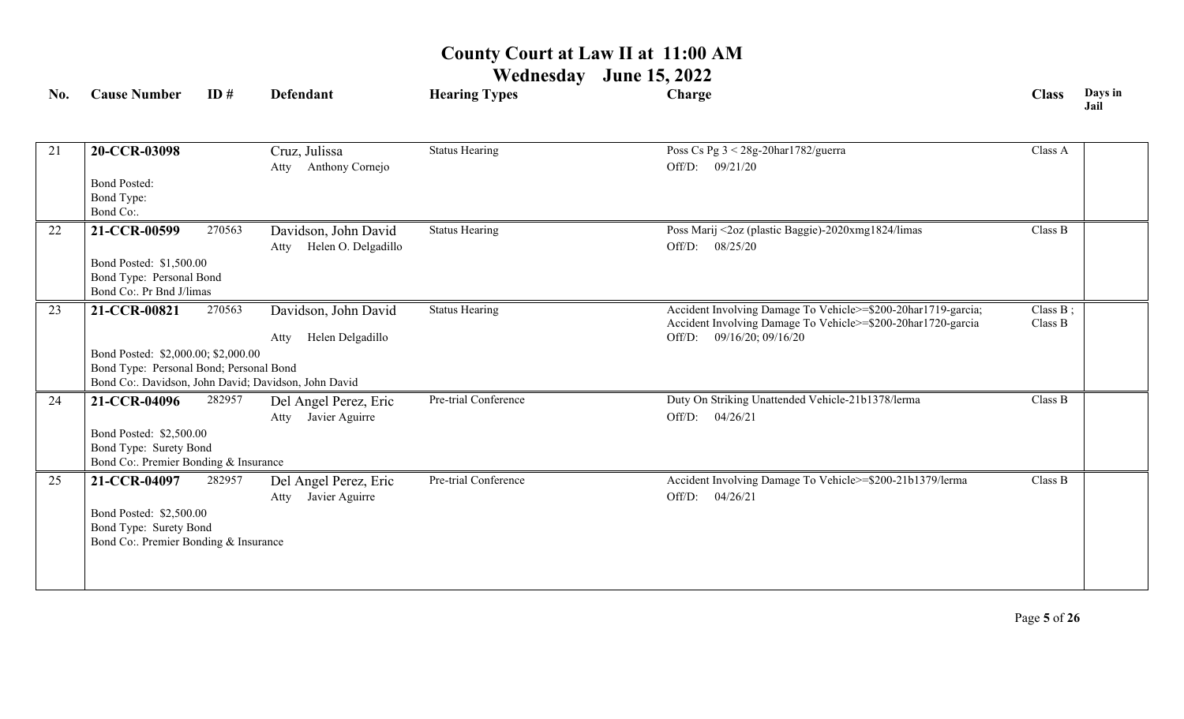# County Court at Law II at 11:00 AM

## Wednesday June 15, 2022

| No. | Cause Number | ID # | Defendant | Hearing Types | Charge | Class | Days in Jail |
|---|---|---|---|---|---|---|---|
| 21 | **20-CCR-03098**<br>Bond Posted:<br>Bond Type:<br>Bond Co:. | | Cruz, Julissa<br>Atty Anthony Cornejo | Status Hearing | Poss Cs Pg 3 < 28g-20har1782/guerra<br>Off/D: 09/21/20 | Class A | |
| 22 | **21-CCR-00599**<br>Bond Posted: $1,500.00<br>Bond Type: Personal Bond<br>Bond Co:. Pr Bnd J/limas | 270563 | Davidson, John David<br>Atty Helen O. Delgadillo | Status Hearing | Poss Marij <2oz (plastic Baggie)-2020xmg1824/limas<br>Off/D: 08/25/20 | Class B | |
| 23 | **21-CCR-00821**<br>Bond Posted: $2,000.00; $2,000.00<br>Bond Type: Personal Bond; Personal Bond<br>Bond Co:. Davidson, John David; Davidson, John David | 270563 | Davidson, John David<br>Atty Helen Delgadillo | Status Hearing | Accident Involving Damage To Vehicle>=$200-20har1719-garcia; Accident Involving Damage To Vehicle>=$200-20har1720-garcia<br>Off/D: 09/16/20; 09/16/20 | Class B ; Class B | |
| 24 | **21-CCR-04096**<br>Bond Posted: $2,500.00<br>Bond Type: Surety Bond<br>Bond Co:. Premier Bonding & Insurance | 282957 | Del Angel Perez, Eric<br>Atty Javier Aguirre | Pre-trial Conference | Duty On Striking Unattended Vehicle-21b1378/lerma<br>Off/D: 04/26/21 | Class B | |
| 25 | **21-CCR-04097**<br>Bond Posted: $2,500.00<br>Bond Type: Surety Bond<br>Bond Co:. Premier Bonding & Insurance | 282957 | Del Angel Perez, Eric<br>Atty Javier Aguirre | Pre-trial Conference | Accident Involving Damage To Vehicle>=$200-21b1379/lerma<br>Off/D: 04/26/21 | Class B | |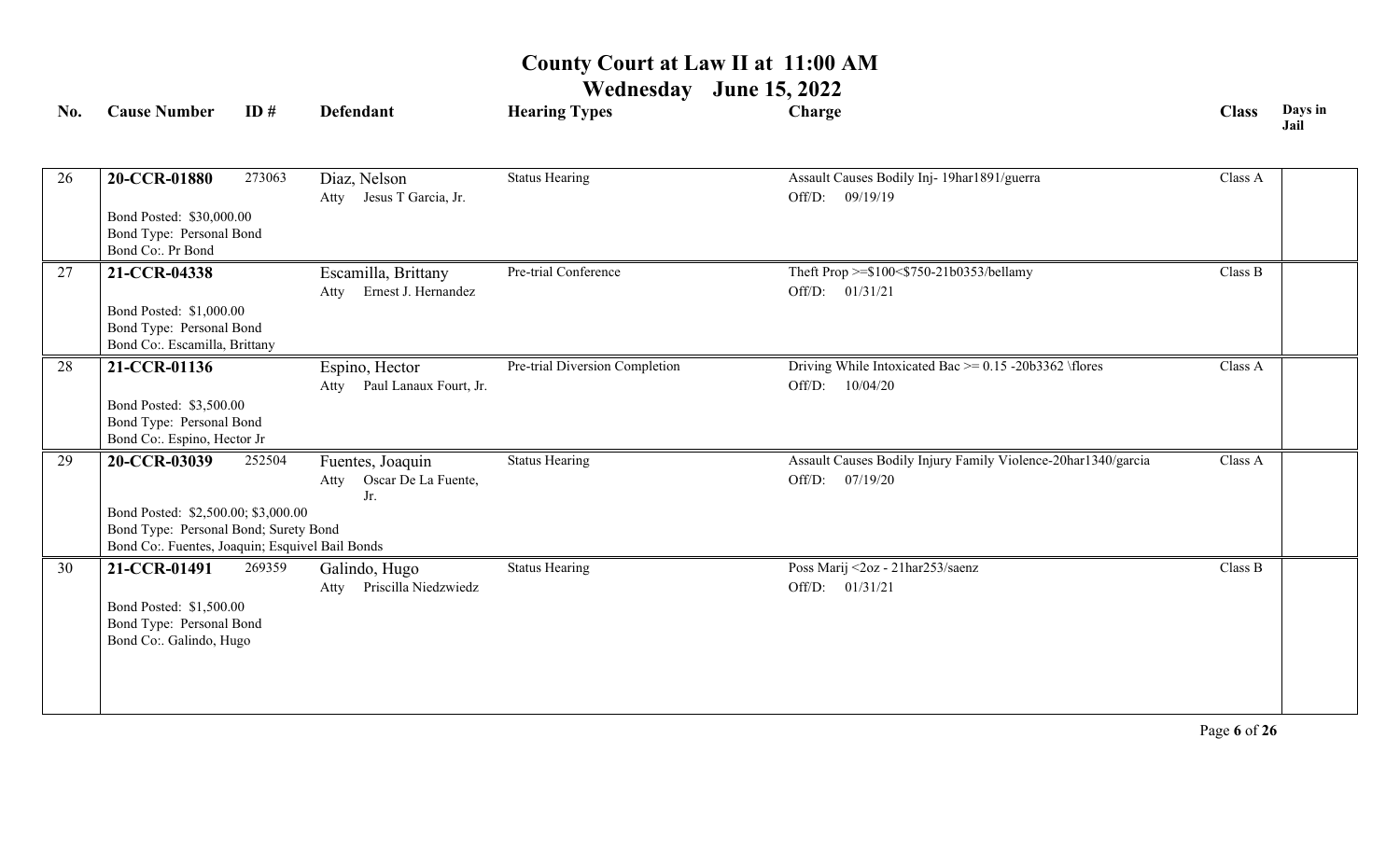# County Court at Law II at 11:00 AM

## Wednesday June 15, 2022

| No. | Cause Number | ID # | Defendant | Hearing Types | Charge | Class | Days in Jail |
|---|---|---|---|---|---|---|---|
| 26 | **20-CCR-01880**<br>Bond Posted: $30,000.00<br>Bond Type: Personal Bond<br>Bond Co:. Pr Bond | 273063 | Diaz, Nelson<br>Atty Jesus T Garcia, Jr. | Status Hearing | Assault Causes Bodily Inj- 19har1891/guerra<br>Off/D: 09/19/19 | Class A | |
| 27 | **21-CCR-04338**<br>Bond Posted: $1,000.00<br>Bond Type: Personal Bond<br>Bond Co:. Escamilla, Brittany | | Escamilla, Brittany<br>Atty Ernest J. Hernandez | Pre-trial Conference | Theft Prop >=$100<$750-21b0353/bellamy<br>Off/D: 01/31/21 | Class B | |
| 28 | **21-CCR-01136**<br>Bond Posted: $3,500.00<br>Bond Type: Personal Bond<br>Bond Co:. Espino, Hector Jr | | Espino, Hector<br>Atty Paul Lanaux Fourt, Jr. | Pre-trial Diversion Completion | Driving While Intoxicated Bac >= 0.15 -20b3362 \flores<br>Off/D: 10/04/20 | Class A | |
| 29 | **20-CCR-03039**<br>Bond Posted: $2,500.00; $3,000.00<br>Bond Type: Personal Bond; Surety Bond<br>Bond Co:. Fuentes, Joaquin; Esquivel Bail Bonds | 252504 | Fuentes, Joaquin<br>Atty Oscar De La Fuente, Jr. | Status Hearing | Assault Causes Bodily Injury Family Violence-20har1340/garcia<br>Off/D: 07/19/20 | Class A | |
| 30 | **21-CCR-01491**<br>Bond Posted: $1,500.00<br>Bond Type: Personal Bond<br>Bond Co:. Galindo, Hugo | 269359 | Galindo, Hugo<br>Atty Priscilla Niedzwiedz | Status Hearing | Poss Marij <2oz - 21har253/saenz<br>Off/D: 01/31/21 | Class B | |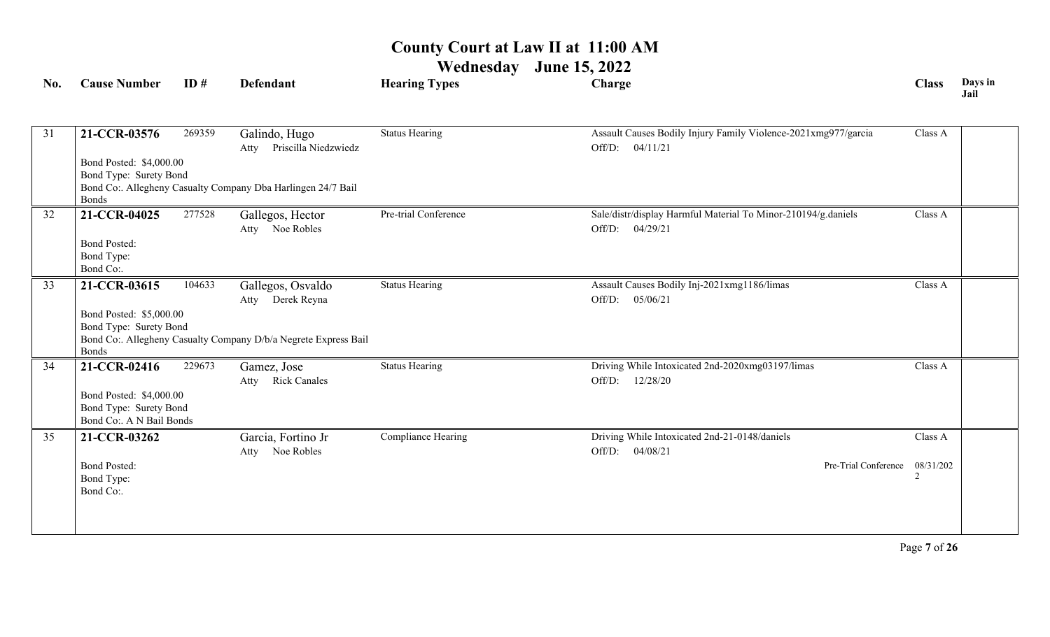# County Court at Law II at 11:00 AM

## Wednesday June 15, 2022

| No. | Cause Number | ID # | Defendant | Hearing Types | Charge | Class | Days in Jail |
|---|---|---|---|---|---|---|---|
| 31 | **21-CCR-03576**<br>Bond Posted: $4,000.00<br>Bond Type: Surety Bond<br>Bond Co:. Allegheny Casualty Company Dba Harlingen 24/7 Bail Bonds | 269359 | Galindo, Hugo<br>Atty Priscilla Niedzwiedz | Status Hearing | Assault Causes Bodily Injury Family Violence-2021xmg977/garcia<br>Off/D: 04/11/21 | Class A | |
| 32 | **21-CCR-04025**<br>Bond Posted:<br>Bond Type:<br>Bond Co:. | 277528 | Gallegos, Hector<br>Atty Noe Robles | Pre-trial Conference | Sale/distr/display Harmful Material To Minor-210194/g.daniels<br>Off/D: 04/29/21 | Class A | |
| 33 | **21-CCR-03615**<br>Bond Posted: $5,000.00<br>Bond Type: Surety Bond<br>Bond Co:. Allegheny Casualty Company D/b/a Negrete Express Bail Bonds | 104633 | Gallegos, Osvaldo<br>Atty Derek Reyna | Status Hearing | Assault Causes Bodily Inj-2021xmg1186/limas<br>Off/D: 05/06/21 | Class A | |
| 34 | **21-CCR-02416**<br>Bond Posted: $4,000.00<br>Bond Type: Surety Bond<br>Bond Co:. A N Bail Bonds | 229673 | Gamez, Jose<br>Atty Rick Canales | Status Hearing | Driving While Intoxicated 2nd-2020xmg03197/limas<br>Off/D: 12/28/20 | Class A | |
| 35 | **21-CCR-03262**<br>Bond Posted:<br>Bond Type:<br>Bond Co:. | | Garcia, Fortino Jr<br>Atty Noe Robles | Compliance Hearing | Driving While Intoxicated 2nd-21-0148/daniels<br>Off/D: 04/08/21<br>Pre-Trial Conference | Class A<br>08/31/2022 | |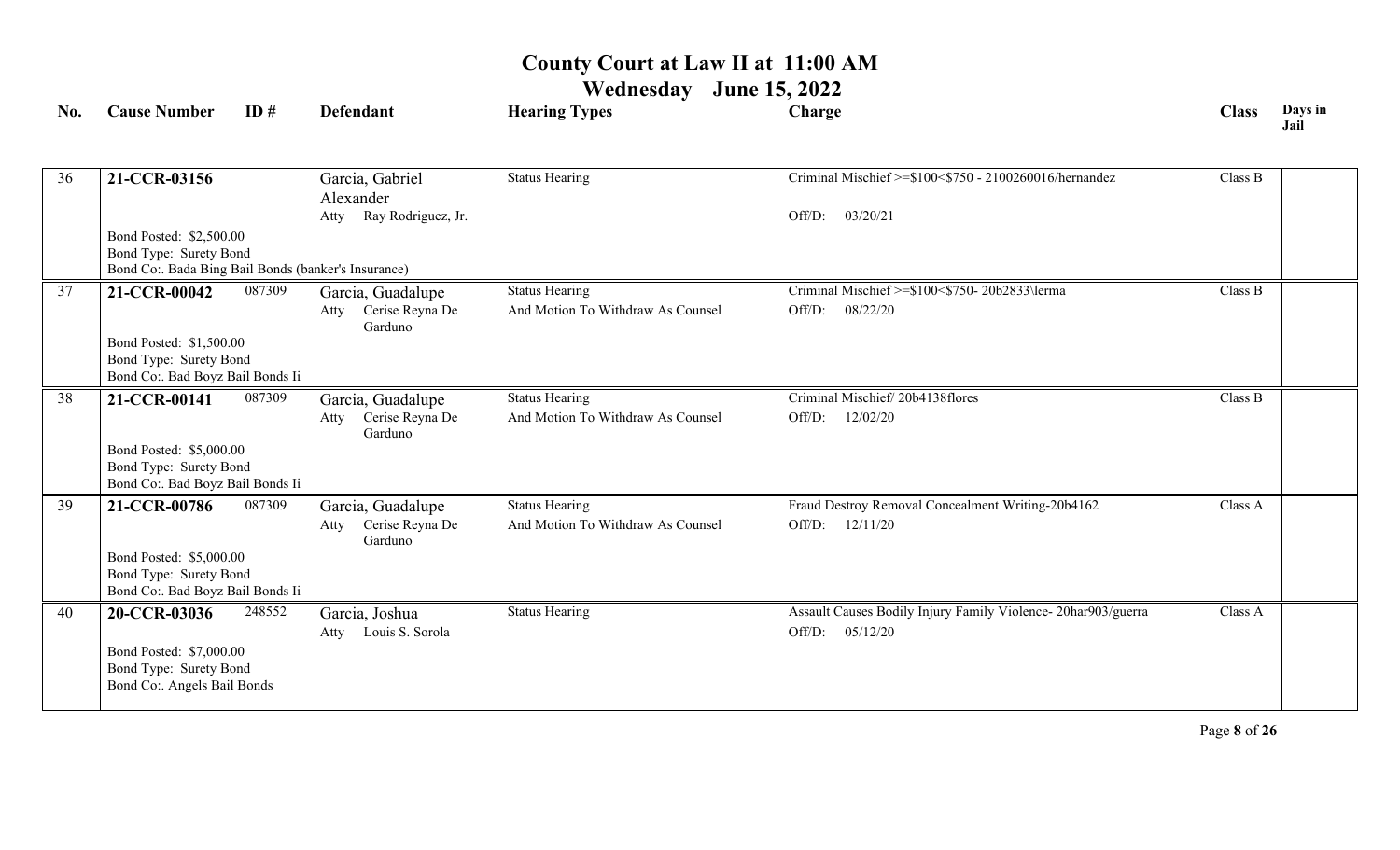# County Court at Law II at 11:00 AM

## Wednesday June 15, 2022

| No. | Cause Number | ID # | Defendant | Hearing Types | Charge | Class | Days in Jail |
|---|---|---|---|---|---|---|---|
| 36 | 21-CCR-03156 | | Garcia, Gabriel Alexander<br>Atty Ray Rodriguez, Jr. | Status Hearing | Criminal Mischief >=$100<$750 - 2100260016/hernandez<br>Off/D: 03/20/21 | Class B | |
| | Bond Posted: $2,500.00<br>Bond Type: Surety Bond<br>Bond Co:. Bada Bing Bail Bonds (banker's Insurance) | | | | | | |
| 37 | 21-CCR-00042 | 087309 | Garcia, Guadalupe<br>Atty Cerise Reyna De Garduno | Status Hearing<br>And Motion To Withdraw As Counsel | Criminal Mischief >=$100<$750- 20b2833\lerma<br>Off/D: 08/22/20 | Class B | |
| | Bond Posted: $1,500.00<br>Bond Type: Surety Bond<br>Bond Co:. Bad Boyz Bail Bonds Ii | | | | | | |
| 38 | 21-CCR-00141 | 087309 | Garcia, Guadalupe<br>Atty Cerise Reyna De Garduno | Status Hearing<br>And Motion To Withdraw As Counsel | Criminal Mischief/ 20b4138flores<br>Off/D: 12/02/20 | Class B | |
| | Bond Posted: $5,000.00<br>Bond Type: Surety Bond<br>Bond Co:. Bad Boyz Bail Bonds Ii | | | | | | |
| 39 | 21-CCR-00786 | 087309 | Garcia, Guadalupe<br>Atty Cerise Reyna De Garduno | Status Hearing<br>And Motion To Withdraw As Counsel | Fraud Destroy Removal Concealment Writing-20b4162<br>Off/D: 12/11/20 | Class A | |
| | Bond Posted: $5,000.00<br>Bond Type: Surety Bond<br>Bond Co:. Bad Boyz Bail Bonds Ii | | | | | | |
| 40 | 20-CCR-03036 | 248552 | Garcia, Joshua<br>Atty Louis S. Sorola | Status Hearing | Assault Causes Bodily Injury Family Violence- 20har903/guerra<br>Off/D: 05/12/20 | Class A | |
| | Bond Posted: $7,000.00<br>Bond Type: Surety Bond<br>Bond Co:. Angels Bail Bonds | | | | | | |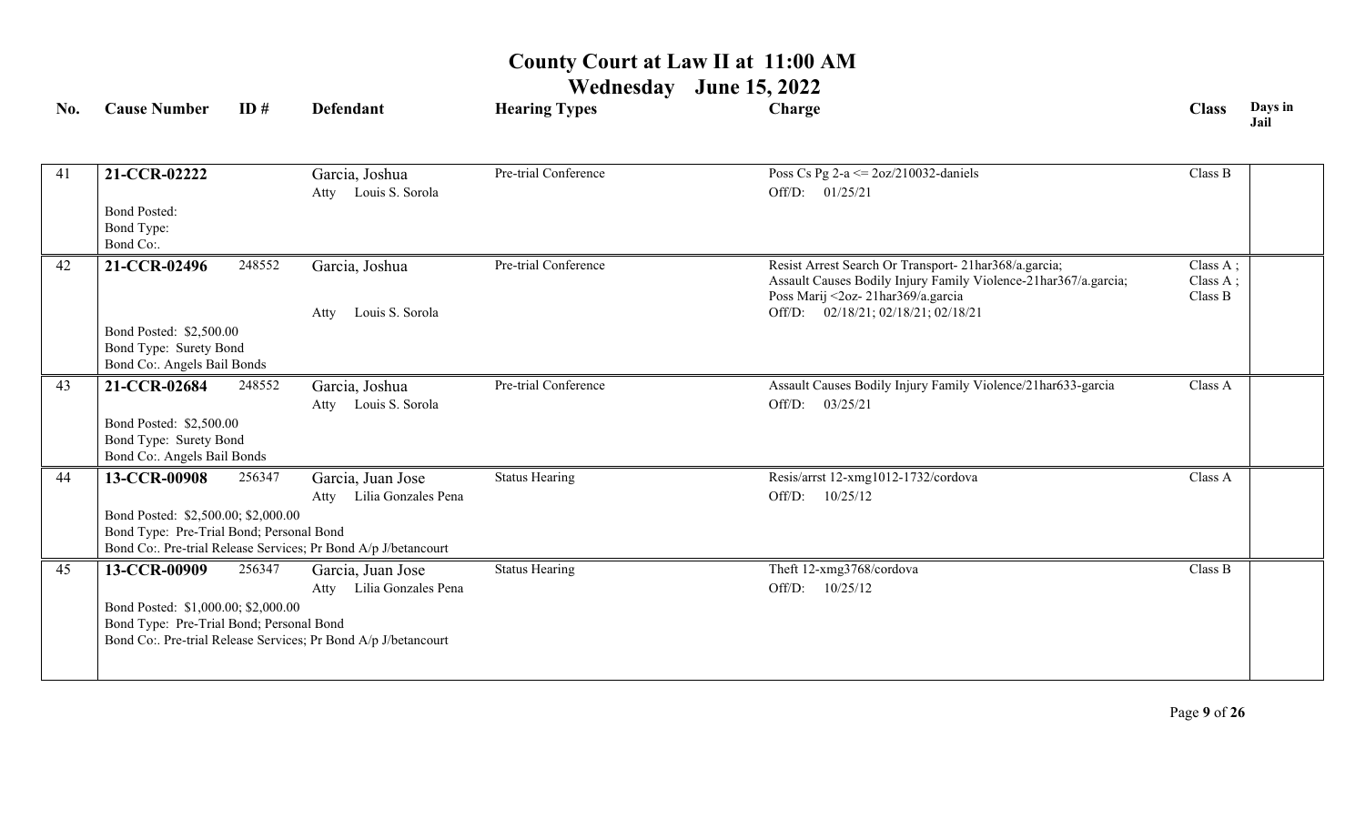# County Court at Law II at 11:00 AM

## Wednesday June 15, 2022

| No. | Cause Number | ID # | Defendant | Hearing Types | Charge | Class | Days in Jail |
|---|---|---|---|---|---|---|---|
| 41 | **21-CCR-02222**<br>Bond Posted:<br>Bond Type:<br>Bond Co:. | | Garcia, Joshua<br>Atty Louis S. Sorola | Pre-trial Conference | Poss Cs Pg 2-a <= 2oz/210032-daniels<br>Off/D: 01/25/21 | Class B | |
| 42 | **21-CCR-02496**<br>Bond Posted: $2,500.00<br>Bond Type: Surety Bond<br>Bond Co:. Angels Bail Bonds | 248552 | Garcia, Joshua<br>Atty Louis S. Sorola | Pre-trial Conference | Resist Arrest Search Or Transport- 21har368/a.garcia;<br>Assault Causes Bodily Injury Family Violence-21har367/a.garcia;<br>Poss Marij <2oz- 21har369/a.garcia<br>Off/D: 02/18/21; 02/18/21; 02/18/21 | Class A ;<br>Class A ;<br>Class B | |
| 43 | **21-CCR-02684**<br>Bond Posted: $2,500.00<br>Bond Type: Surety Bond<br>Bond Co:. Angels Bail Bonds | 248552 | Garcia, Joshua<br>Atty Louis S. Sorola | Pre-trial Conference | Assault Causes Bodily Injury Family Violence/21har633-garcia<br>Off/D: 03/25/21 | Class A | |
| 44 | **13-CCR-00908**<br>Bond Posted: $2,500.00; $2,000.00<br>Bond Type: Pre-Trial Bond; Personal Bond<br>Bond Co:. Pre-trial Release Services; Pr Bond A/p J/betancourt | 256347 | Garcia, Juan Jose<br>Atty Lilia Gonzales Pena | Status Hearing | Resis/arrst 12-xmg1012-1732/cordova<br>Off/D: 10/25/12 | Class A | |
| 45 | **13-CCR-00909**<br>Bond Posted: $1,000.00; $2,000.00<br>Bond Type: Pre-Trial Bond; Personal Bond<br>Bond Co:. Pre-trial Release Services; Pr Bond A/p J/betancourt | 256347 | Garcia, Juan Jose<br>Atty Lilia Gonzales Pena | Status Hearing | Theft 12-xmg3768/cordova<br>Off/D: 10/25/12 | Class B | |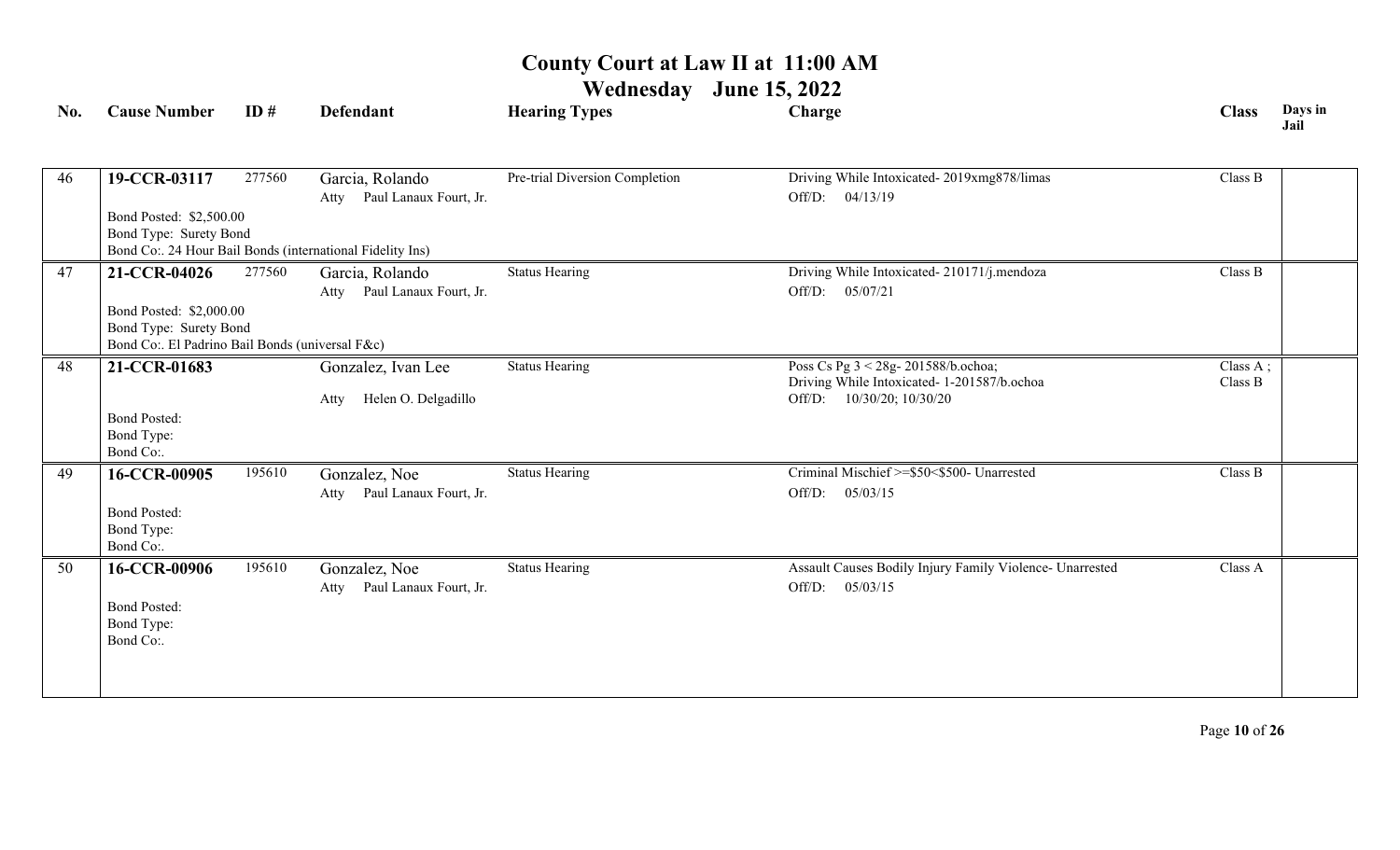# County Court at Law II at 11:00 AM

## Wednesday June 15, 2022

| No. | Cause Number | ID # | Defendant | Hearing Types | Charge | Class | Days in Jail |
|---|---|---|---|---|---|---|---|
| 46 | **19-CCR-03117**<br>Bond Posted: $2,500.00<br>Bond Type: Surety Bond<br>Bond Co:. 24 Hour Bail Bonds (international Fidelity Ins) | 277560 | Garcia, Rolando<br>Atty Paul Lanaux Fourt, Jr. | Pre-trial Diversion Completion | Driving While Intoxicated- 2019xmg878/limas<br>Off/D: 04/13/19 | Class B | |
| 47 | **21-CCR-04026**<br>Bond Posted: $2,000.00<br>Bond Type: Surety Bond<br>Bond Co:. El Padrino Bail Bonds (universal F&c) | 277560 | Garcia, Rolando<br>Atty Paul Lanaux Fourt, Jr. | Status Hearing | Driving While Intoxicated- 210171/j.mendoza<br>Off/D: 05/07/21 | Class B | |
| 48 | **21-CCR-01683**<br>Bond Posted:<br>Bond Type:<br>Bond Co:. | | Gonzalez, Ivan Lee<br>Atty Helen O. Delgadillo | Status Hearing | Poss Cs Pg 3 < 28g- 201588/b.ochoa;<br>Driving While Intoxicated- 1-201587/b.ochoa<br>Off/D: 10/30/20; 10/30/20 | Class A ;<br>Class B | |
| 49 | **16-CCR-00905**<br>Bond Posted:<br>Bond Type:<br>Bond Co:. | 195610 | Gonzalez, Noe<br>Atty Paul Lanaux Fourt, Jr. | Status Hearing | Criminal Mischief >=$50<$500- Unarrested<br>Off/D: 05/03/15 | Class B | |
| 50 | **16-CCR-00906**<br>Bond Posted:<br>Bond Type:<br>Bond Co:. | 195610 | Gonzalez, Noe<br>Atty Paul Lanaux Fourt, Jr. | Status Hearing | Assault Causes Bodily Injury Family Violence- Unarrested<br>Off/D: 05/03/15 | Class A | |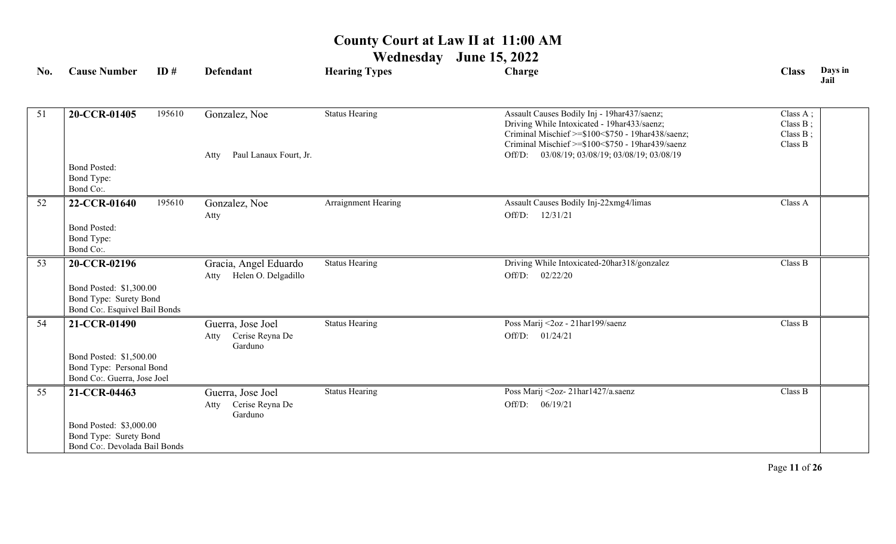# County Court at Law II at 11:00 AM

## Wednesday June 15, 2022

| No. | Cause Number | ID # | Defendant | Hearing Types | Charge | Class | Days in Jail |
|---|---|---|---|---|---|---|---|
| 51 | **20-CCR-01405**<br>Bond Posted:<br>Bond Type:<br>Bond Co:. | 195610 | Gonzalez, Noe<br>Atty Paul Lanaux Fourt, Jr. | Status Hearing | Assault Causes Bodily Inj - 19har437/saenz;<br>Driving While Intoxicated - 19har433/saenz;<br>Criminal Mischief >=$100<$750 - 19har438/saenz;<br>Criminal Mischief >=$100<$750 - 19har439/saenz<br>Off/D: 03/08/19; 03/08/19; 03/08/19; 03/08/19 | Class A ;<br>Class B ;<br>Class B ;<br>Class B | |
| 52 | **22-CCR-01640**<br>Bond Posted:<br>Bond Type:<br>Bond Co:. | 195610 | Gonzalez, Noe<br>Atty | Arraignment Hearing | Assault Causes Bodily Inj-22xmg4/limas<br>Off/D: 12/31/21 | Class A | |
| 53 | **20-CCR-02196**<br>Bond Posted: $1,300.00<br>Bond Type: Surety Bond<br>Bond Co:. Esquivel Bail Bonds | | Gracia, Angel Eduardo<br>Atty Helen O. Delgadillo | Status Hearing | Driving While Intoxicated-20har318/gonzalez<br>Off/D: 02/22/20 | Class B | |
| 54 | **21-CCR-01490**<br>Bond Posted: $1,500.00<br>Bond Type: Personal Bond<br>Bond Co:. Guerra, Jose Joel | | Guerra, Jose Joel<br>Atty Cerise Reyna De Garduno | Status Hearing | Poss Marij <2oz - 21har199/saenz<br>Off/D: 01/24/21 | Class B | |
| 55 | **21-CCR-04463**<br>Bond Posted: $3,000.00<br>Bond Type: Surety Bond<br>Bond Co:. Devolada Bail Bonds | | Guerra, Jose Joel<br>Atty Cerise Reyna De Garduno | Status Hearing | Poss Marij <2oz- 21har1427/a.saenz<br>Off/D: 06/19/21 | Class B | |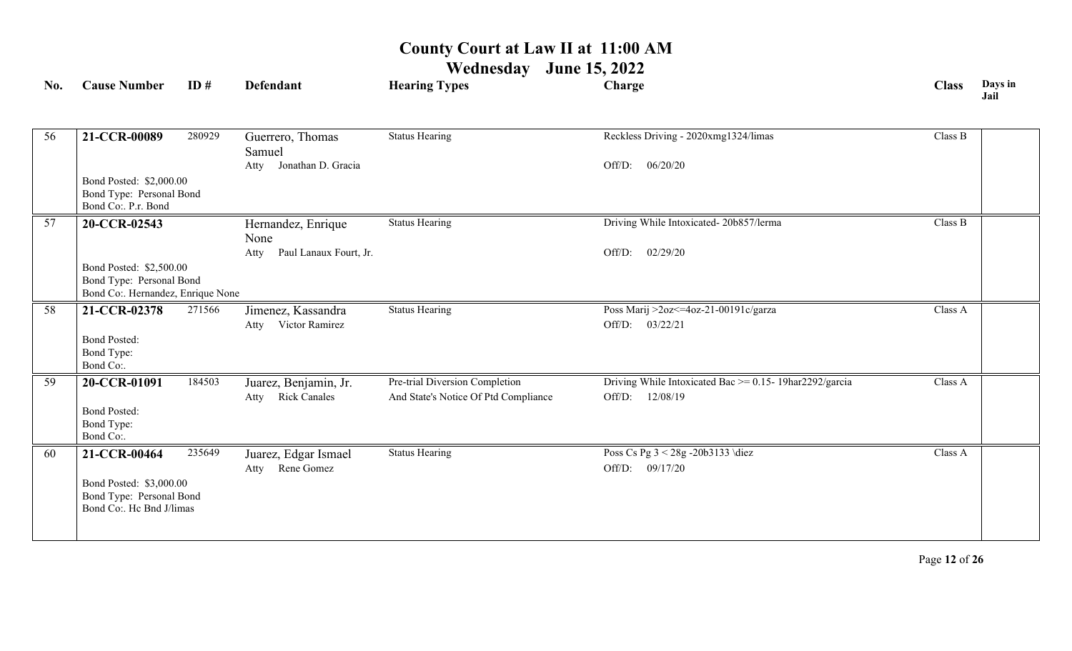# County Court at Law II at 11:00 AM

## Wednesday June 15, 2022

| No. | Cause Number | ID # | Defendant | Hearing Types | Charge | Class | Days in Jail |
|---|---|---|---|---|---|---|---|
| 56 | **21-CCR-00089**<br>Bond Posted: $2,000.00<br>Bond Type: Personal Bond<br>Bond Co:. P.r. Bond | 280929 | Guerrero, Thomas Samuel<br>Atty Jonathan D. Gracia | Status Hearing | Reckless Driving - 2020xmg1324/limas<br>Off/D: 06/20/20 | Class B | |
| 57 | **20-CCR-02543**<br>Bond Posted: $2,500.00<br>Bond Type: Personal Bond<br>Bond Co:. Hernandez, Enrique None | | Hernandez, Enrique None<br>Atty Paul Lanaux Fourt, Jr. | Status Hearing | Driving While Intoxicated- 20b857/lerma<br>Off/D: 02/29/20 | Class B | |
| 58 | **21-CCR-02378**<br>Bond Posted:<br>Bond Type:<br>Bond Co:. | 271566 | Jimenez, Kassandra<br>Atty Victor Ramirez | Status Hearing | Poss Marij >2oz<=4oz-21-00191c/garza<br>Off/D: 03/22/21 | Class A | |
| 59 | **20-CCR-01091**<br>Bond Posted:<br>Bond Type:<br>Bond Co:. | 184503 | Juarez, Benjamin, Jr.<br>Atty Rick Canales | Pre-trial Diversion Completion<br>And State's Notice Of Ptd Compliance | Driving While Intoxicated Bac >= 0.15- 19har2292/garcia<br>Off/D: 12/08/19 | Class A | |
| 60 | **21-CCR-00464**<br>Bond Posted: $3,000.00<br>Bond Type: Personal Bond<br>Bond Co:. Hc Bnd J/limas | 235649 | Juarez, Edgar Ismael<br>Atty Rene Gomez | Status Hearing | Poss Cs Pg 3 < 28g -20b3133 \diez<br>Off/D: 09/17/20 | Class A | |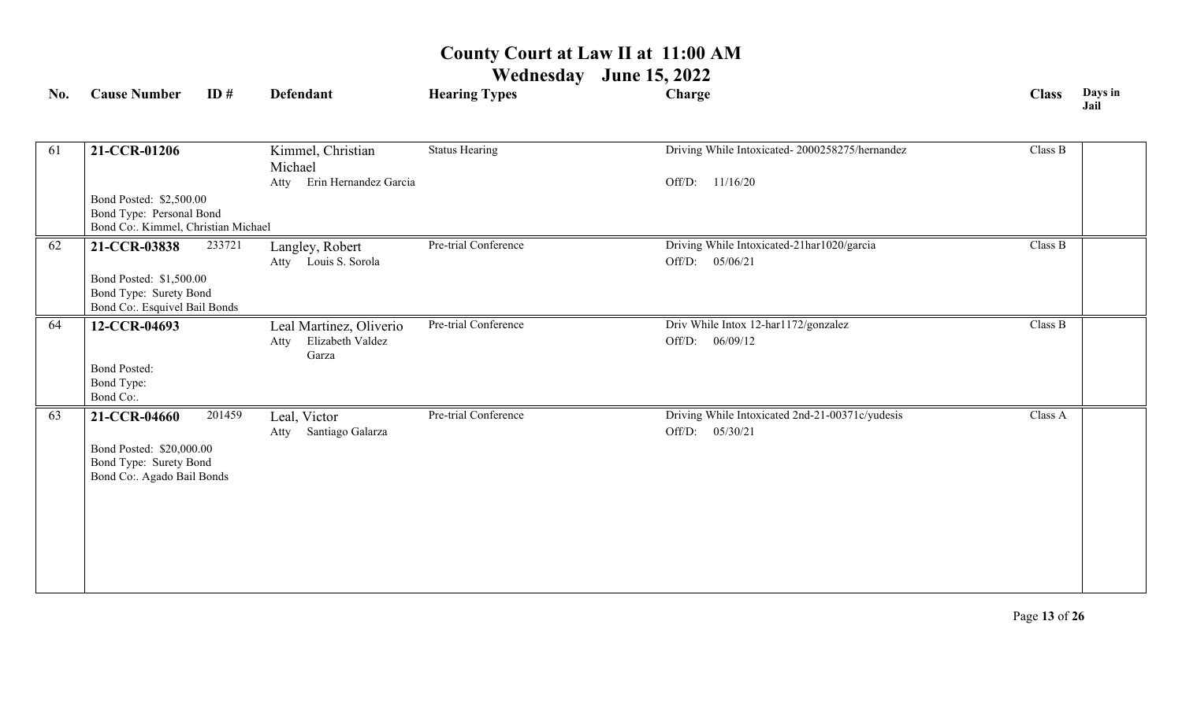# County Court at Law II at 11:00 AM

## Wednesday June 15, 2022

| No. | Cause Number | ID # | Defendant | Hearing Types | Charge | Class | Days in Jail |
|---|---|---|---|---|---|---|---|
| 61 | **21-CCR-01206**<br>Bond Posted: $2,500.00<br>Bond Type: Personal Bond<br>Bond Co:. Kimmel, Christian Michael | | Kimmel, Christian Michael<br>Atty Erin Hernandez Garcia | Status Hearing | Driving While Intoxicated- 2000258275/hernandez<br>Off/D: 11/16/20 | Class B | |
| 62 | **21-CCR-03838**<br>Bond Posted: $1,500.00<br>Bond Type: Surety Bond<br>Bond Co:. Esquivel Bail Bonds | 233721 | Langley, Robert<br>Atty Louis S. Sorola | Pre-trial Conference | Driving While Intoxicated-21har1020/garcia<br>Off/D: 05/06/21 | Class B | |
| 64 | **12-CCR-04693**<br>Bond Posted:<br>Bond Type:<br>Bond Co:. | | Leal Martinez, Oliverio<br>Atty Elizabeth Valdez Garza | Pre-trial Conference | Driv While Intox 12-har1172/gonzalez<br>Off/D: 06/09/12 | Class B | |
| 63 | **21-CCR-04660**<br>Bond Posted: $20,000.00<br>Bond Type: Surety Bond<br>Bond Co:. Agado Bail Bonds | 201459 | Leal, Victor<br>Atty Santiago Galarza | Pre-trial Conference | Driving While Intoxicated 2nd-21-00371c/yudesis<br>Off/D: 05/30/21 | Class A | |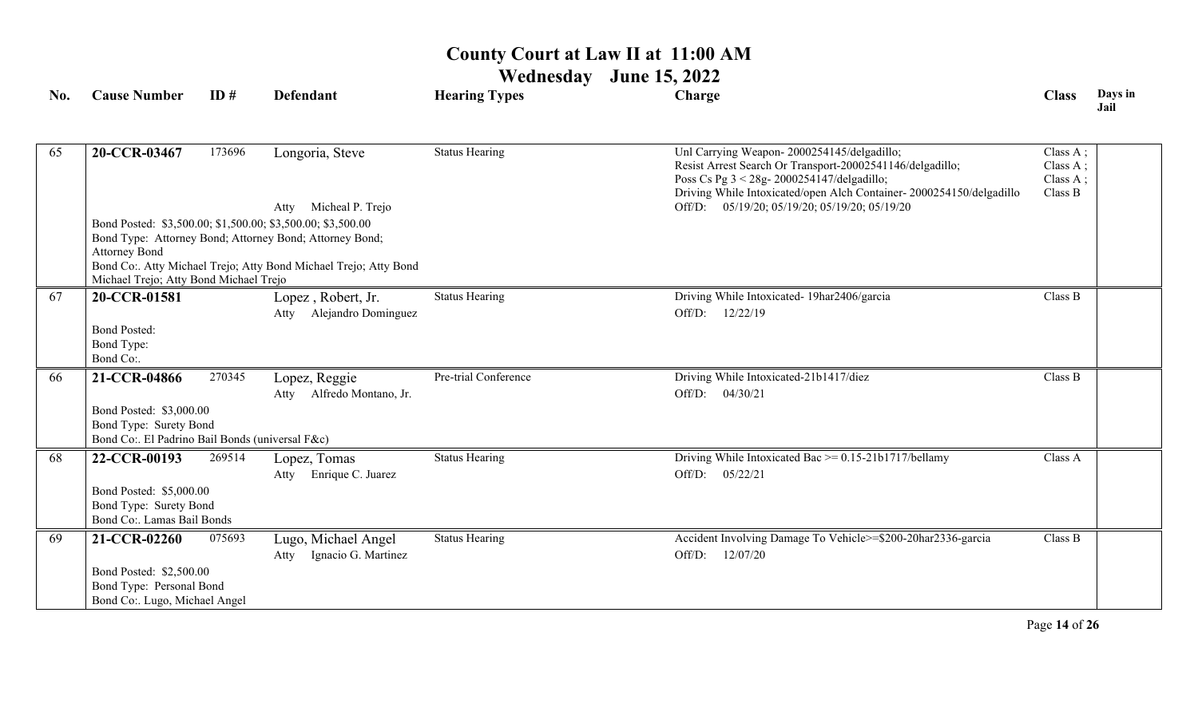# County Court at Law II at 11:00 AM

## Wednesday June 15, 2022

| No. | Cause Number | ID # | Defendant | Hearing Types | Charge | Class | Days in Jail |
|---|---|---|---|---|---|---|---|
| 65 | **20-CCR-03467** | 173696 | Longoria, Steve<br>Atty Micheal P. Trejo<br>Bond Posted: $3,500.00; $1,500.00; $3,500.00; $3,500.00<br>Bond Type: Attorney Bond; Attorney Bond; Attorney Bond; Attorney Bond<br>Bond Co:. Atty Michael Trejo; Atty Bond Michael Trejo; Atty Bond Michael Trejo; Atty Bond Michael Trejo | Status Hearing | Unl Carrying Weapon- 2000254145/delgadillo;<br>Resist Arrest Search Or Transport-20002541146/delgadillo;<br>Poss Cs Pg 3 < 28g- 2000254147/delgadillo;<br>Driving While Intoxicated/open Alch Container- 2000254150/delgadillo<br>Off/D: 05/19/20; 05/19/20; 05/19/20; 05/19/20 | Class A ;<br>Class A ;<br>Class A ;<br>Class B | |
| 67 | **20-CCR-01581** | | Lopez , Robert, Jr.<br>Atty Alejandro Dominguez<br>Bond Posted:<br>Bond Type:<br>Bond Co:. | Status Hearing | Driving While Intoxicated- 19har2406/garcia<br>Off/D: 12/22/19 | Class B | |
| 66 | **21-CCR-04866** | 270345 | Lopez, Reggie<br>Atty Alfredo Montano, Jr.<br>Bond Posted: $3,000.00<br>Bond Type: Surety Bond<br>Bond Co:. El Padrino Bail Bonds (universal F&c) | Pre-trial Conference | Driving While Intoxicated-21b1417/diez<br>Off/D: 04/30/21 | Class B | |
| 68 | **22-CCR-00193** | 269514 | Lopez, Tomas<br>Atty Enrique C. Juarez<br>Bond Posted: $5,000.00<br>Bond Type: Surety Bond<br>Bond Co:. Lamas Bail Bonds | Status Hearing | Driving While Intoxicated Bac >= 0.15-21b1717/bellamy<br>Off/D: 05/22/21 | Class A | |
| 69 | **21-CCR-02260** | 075693 | Lugo, Michael Angel<br>Atty Ignacio G. Martinez<br>Bond Posted: $2,500.00<br>Bond Type: Personal Bond<br>Bond Co:. Lugo, Michael Angel | Status Hearing | Accident Involving Damage To Vehicle>=$200-20har2336-garcia<br>Off/D: 12/07/20 | Class B | |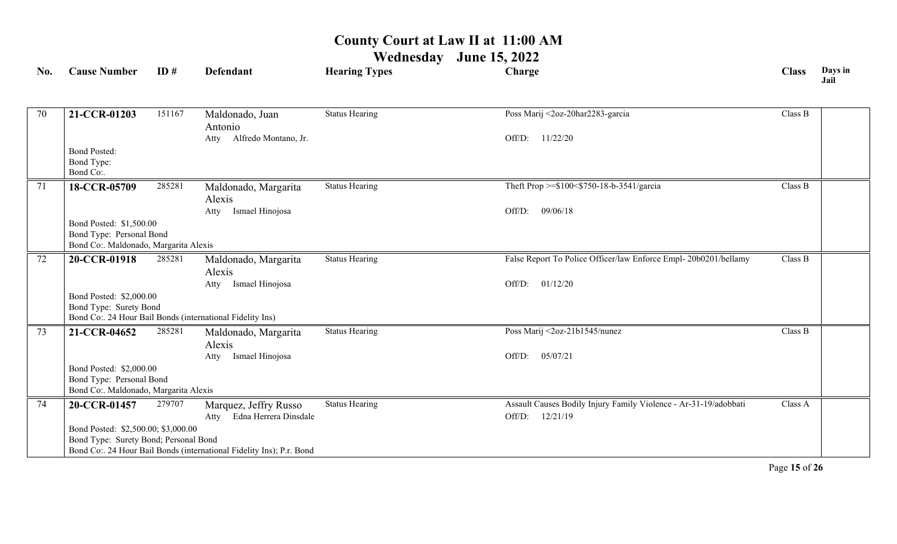# County Court at Law II at 11:00 AM

## Wednesday June 15, 2022

| No. | Cause Number | ID # | Defendant | Hearing Types | Charge | Class | Days in Jail |
|---|---|---|---|---|---|---|---|
| 70 | **21-CCR-01203** | 151167 | Maldonado, Juan Antonio<br>Atty Alfredo Montano, Jr. | Status Hearing | Poss Marij <2oz-20har2283-garcia<br>Off/D: 11/22/20 | Class B | |
| | Bond Posted:<br>Bond Type:<br>Bond Co:. | | | | | | |
| 71 | **18-CCR-05709** | 285281 | Maldonado, Margarita Alexis<br>Atty Ismael Hinojosa | Status Hearing | Theft Prop >=$100<$750-18-b-3541/garcia<br>Off/D: 09/06/18 | Class B | |
| | Bond Posted: $1,500.00<br>Bond Type: Personal Bond<br>Bond Co:. Maldonado, Margarita Alexis | | | | | | |
| 72 | **20-CCR-01918** | 285281 | Maldonado, Margarita Alexis<br>Atty Ismael Hinojosa | Status Hearing | False Report To Police Officer/law Enforce Empl- 20b0201/bellamy<br>Off/D: 01/12/20 | Class B | |
| | Bond Posted: $2,000.00<br>Bond Type: Surety Bond<br>Bond Co:. 24 Hour Bail Bonds (international Fidelity Ins) | | | | | | |
| 73 | **21-CCR-04652** | 285281 | Maldonado, Margarita Alexis<br>Atty Ismael Hinojosa | Status Hearing | Poss Marij <2oz-21b1545/nunez<br>Off/D: 05/07/21 | Class B | |
| | Bond Posted: $2,000.00<br>Bond Type: Personal Bond<br>Bond Co:. Maldonado, Margarita Alexis | | | | | | |
| 74 | **20-CCR-01457** | 279707 | Marquez, Jeffry Russo<br>Atty Edna Herrera Dinsdale | Status Hearing | Assault Causes Bodily Injury Family Violence - Ar-31-19/adobbati<br>Off/D: 12/21/19 | Class A | |
| | Bond Posted: $2,500.00; $3,000.00<br>Bond Type: Surety Bond; Personal Bond<br>Bond Co:. 24 Hour Bail Bonds (international Fidelity Ins); P.r. Bond | | | | | | |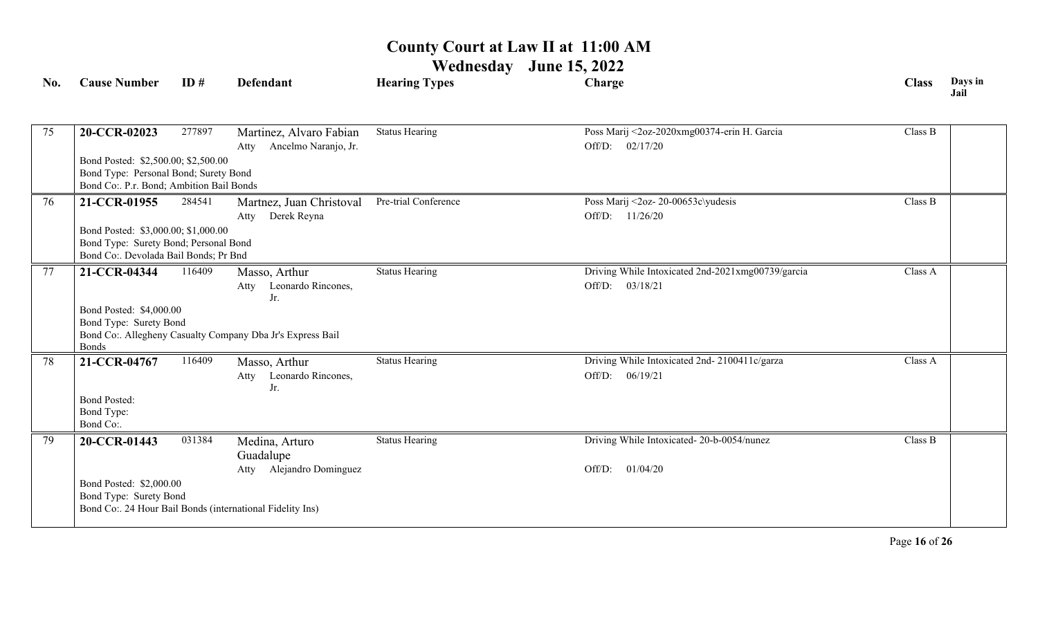# County Court at Law II at 11:00 AM

## Wednesday June 15, 2022

| No. | Cause Number | ID # | Defendant | Hearing Types | Charge | Class | Days in Jail |
|---|---|---|---|---|---|---|---|
| 75 | **20-CCR-02023** | 277897 | Martinez, Alvaro Fabian<br>Atty Ancelmo Naranjo, Jr. | Status Hearing | Poss Marij <2oz-2020xmg00374-erin H. Garcia<br>Off/D: 02/17/20 | Class B | |
| | Bond Posted: $2,500.00; $2,500.00<br>Bond Type: Personal Bond; Surety Bond<br>Bond Co:. P.r. Bond; Ambition Bail Bonds | | | | | | |
| 76 | **21-CCR-01955** | 284541 | Martnez, Juan Christoval<br>Atty Derek Reyna | Pre-trial Conference | Poss Marij <2oz- 20-00653c\yudesis<br>Off/D: 11/26/20 | Class B | |
| | Bond Posted: $3,000.00; $1,000.00<br>Bond Type: Surety Bond; Personal Bond<br>Bond Co:. Devolada Bail Bonds; Pr Bnd | | | | | | |
| 77 | **21-CCR-04344** | 116409 | Masso, Arthur<br>Atty Leonardo Rincones, Jr. | Status Hearing | Driving While Intoxicated 2nd-2021xmg00739/garcia<br>Off/D: 03/18/21 | Class A | |
| | Bond Posted: $4,000.00<br>Bond Type: Surety Bond<br>Bond Co:. Allegheny Casualty Company Dba Jr's Express Bail Bonds | | | | | | |
| 78 | **21-CCR-04767** | 116409 | Masso, Arthur<br>Atty Leonardo Rincones, Jr. | Status Hearing | Driving While Intoxicated 2nd- 2100411c/garza<br>Off/D: 06/19/21 | Class A | |
| | Bond Posted:<br>Bond Type:<br>Bond Co:. | | | | | | |
| 79 | **20-CCR-01443** | 031384 | Medina, Arturo Guadalupe<br>Atty Alejandro Dominguez | Status Hearing | Driving While Intoxicated- 20-b-0054/nunez<br>Off/D: 01/04/20 | Class B | |
| | Bond Posted: $2,000.00<br>Bond Type: Surety Bond<br>Bond Co:. 24 Hour Bail Bonds (international Fidelity Ins) | | | | | | |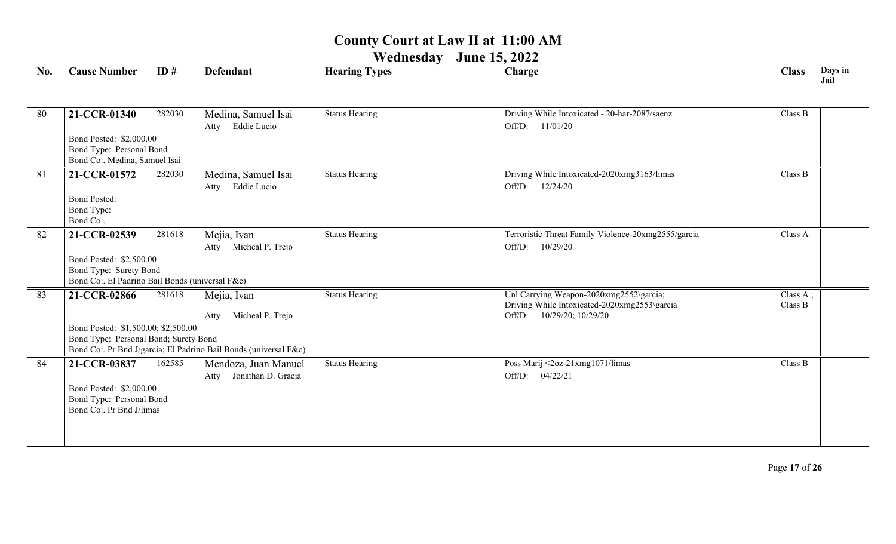# County Court at Law II at 11:00 AM

## Wednesday June 15, 2022

| No. | Cause Number | ID # | Defendant | Hearing Types | Charge | Class | Days in Jail |
|---|---|---|---|---|---|---|---|
| 80 | **21-CCR-01340**<br>Bond Posted: $2,000.00<br>Bond Type: Personal Bond<br>Bond Co:. Medina, Samuel Isai | 282030 | Medina, Samuel Isai<br>Atty Eddie Lucio | Status Hearing | Driving While Intoxicated - 20-har-2087/saenz<br>Off/D: 11/01/20 | Class B | |
| 81 | **21-CCR-01572**<br>Bond Posted:<br>Bond Type:<br>Bond Co:. | 282030 | Medina, Samuel Isai<br>Atty Eddie Lucio | Status Hearing | Driving While Intoxicated-2020xmg3163/limas<br>Off/D: 12/24/20 | Class B | |
| 82 | **21-CCR-02539**<br>Bond Posted: $2,500.00<br>Bond Type: Surety Bond<br>Bond Co:. El Padrino Bail Bonds (universal F&c) | 281618 | Mejia, Ivan<br>Atty Micheal P. Trejo | Status Hearing | Terroristic Threat Family Violence-20xmg2555/garcia<br>Off/D: 10/29/20 | Class A | |
| 83 | **21-CCR-02866**<br>Bond Posted: $1,500.00; $2,500.00<br>Bond Type: Personal Bond; Surety Bond<br>Bond Co:. Pr Bnd J/garcia; El Padrino Bail Bonds (universal F&c) | 281618 | Mejia, Ivan<br>Atty Micheal P. Trejo | Status Hearing | Unl Carrying Weapon-2020xmg2552\garcia;<br>Driving While Intoxicated-2020xmg2553\garcia<br>Off/D: 10/29/20; 10/29/20 | Class A ;<br>Class B | |
| 84 | **21-CCR-03837**<br>Bond Posted: $2,000.00<br>Bond Type: Personal Bond<br>Bond Co:. Pr Bnd J/limas | 162585 | Mendoza, Juan Manuel<br>Atty Jonathan D. Gracia | Status Hearing | Poss Marij <2oz-21xmg1071/limas<br>Off/D: 04/22/21 | Class B | |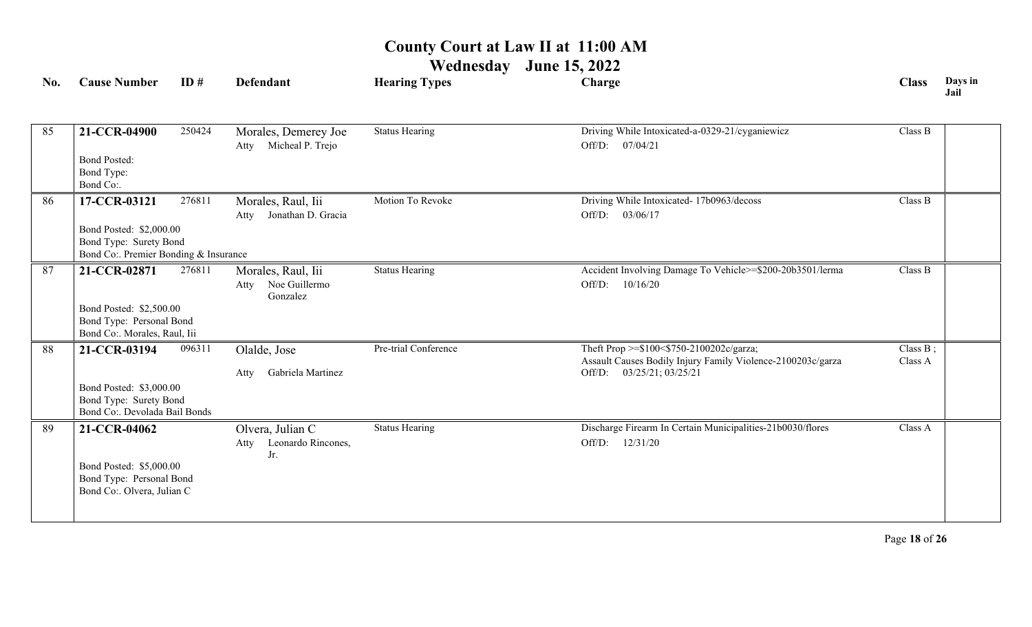# County Court at Law II at 11:00 AM

## Wednesday June 15, 2022

| No. | Cause Number | ID # | Defendant | Hearing Types | Charge | Class | Days in Jail |
|---|---|---|---|---|---|---|---|
| 85 | **21-CCR-04900**<br>Bond Posted:<br>Bond Type:<br>Bond Co:. | 250424 | Morales, Demerey Joe<br>Atty Micheal P. Trejo | Status Hearing | Driving While Intoxicated-a-0329-21/cyganiewicz<br>Off/D: 07/04/21 | Class B | |
| 86 | **17-CCR-03121**<br>Bond Posted: $2,000.00<br>Bond Type: Surety Bond<br>Bond Co:. Premier Bonding & Insurance | 276811 | Morales, Raul, Iii<br>Atty Jonathan D. Gracia | Motion To Revoke | Driving While Intoxicated- 17b0963/decoss<br>Off/D: 03/06/17 | Class B | |
| 87 | **21-CCR-02871**<br>Bond Posted: $2,500.00<br>Bond Type: Personal Bond<br>Bond Co:. Morales, Raul, Iii | 276811 | Morales, Raul, Iii<br>Atty Noe Guillermo Gonzalez | Status Hearing | Accident Involving Damage To Vehicle>=$200-20b3501/lerma<br>Off/D: 10/16/20 | Class B | |
| 88 | **21-CCR-03194**<br>Bond Posted: $3,000.00<br>Bond Type: Surety Bond<br>Bond Co:. Devolada Bail Bonds | 096311 | Olalde, Jose<br>Atty Gabriela Martinez | Pre-trial Conference | Theft Prop >=$100<$750-2100202c/garza;<br>Assault Causes Bodily Injury Family Violence-2100203c/garza<br>Off/D: 03/25/21; 03/25/21 | Class B ;<br>Class A | |
| 89 | **21-CCR-04062**<br>Bond Posted: $5,000.00<br>Bond Type: Personal Bond<br>Bond Co:. Olvera, Julian C | | Olvera, Julian C<br>Atty Leonardo Rincones, Jr. | Status Hearing | Discharge Firearm In Certain Municipalities-21b0030/flores<br>Off/D: 12/31/20 | Class A | |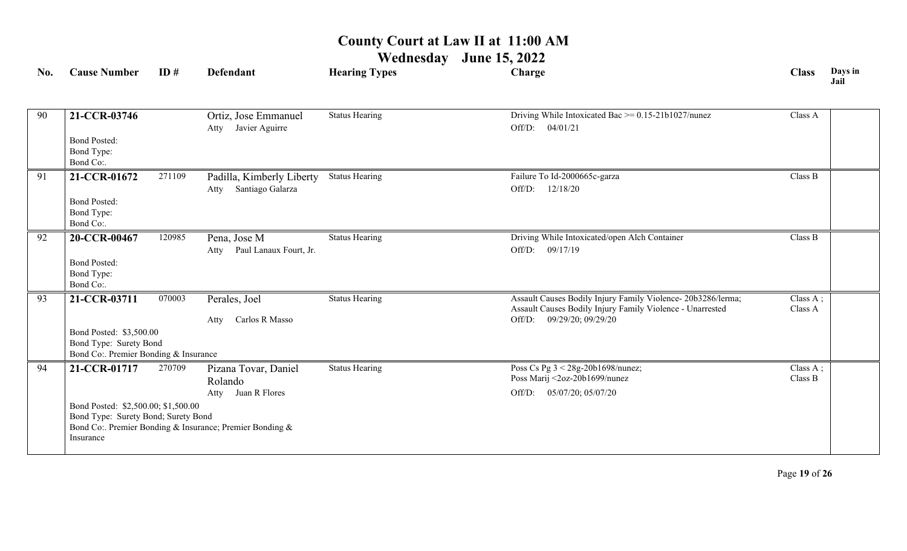# County Court at Law II at 11:00 AM

## Wednesday June 15, 2022

| No. | Cause Number | ID # | Defendant | Hearing Types | Charge | Class | Days in Jail |
|---|---|---|---|---|---|---|---|
| 90 | **21-CCR-03746**<br>Bond Posted:<br>Bond Type:<br>Bond Co:. | | Ortiz, Jose Emmanuel<br>Atty Javier Aguirre | Status Hearing | Driving While Intoxicated Bac >= 0.15-21b1027/nunez<br>Off/D: 04/01/21 | Class A | |
| 91 | **21-CCR-01672**<br>Bond Posted:<br>Bond Type:<br>Bond Co:. | 271109 | Padilla, Kimberly Liberty<br>Atty Santiago Galarza | Status Hearing | Failure To Id-2000665c-garza<br>Off/D: 12/18/20 | Class B | |
| 92 | **20-CCR-00467**<br>Bond Posted:<br>Bond Type:<br>Bond Co:. | 120985 | Pena, Jose M<br>Atty Paul Lanaux Fourt, Jr. | Status Hearing | Driving While Intoxicated/open Alch Container<br>Off/D: 09/17/19 | Class B | |
| 93 | **21-CCR-03711**<br>Bond Posted: $3,500.00<br>Bond Type: Surety Bond<br>Bond Co:. Premier Bonding & Insurance | 070003 | Perales, Joel<br>Atty Carlos R Masso | Status Hearing | Assault Causes Bodily Injury Family Violence- 20b3286/lerma;<br>Assault Causes Bodily Injury Family Violence - Unarrested<br>Off/D: 09/29/20; 09/29/20 | Class A ;<br>Class A | |
| 94 | **21-CCR-01717**<br>Bond Posted: $2,500.00; $1,500.00<br>Bond Type: Surety Bond; Surety Bond<br>Bond Co:. Premier Bonding & Insurance; Premier Bonding & Insurance | 270709 | Pizana Tovar, Daniel Rolando<br>Atty Juan R Flores | Status Hearing | Poss Cs Pg 3 < 28g-20b1698/nunez;<br>Poss Marij <2oz-20b1699/nunez<br>Off/D: 05/07/20; 05/07/20 | Class A ;<br>Class B | |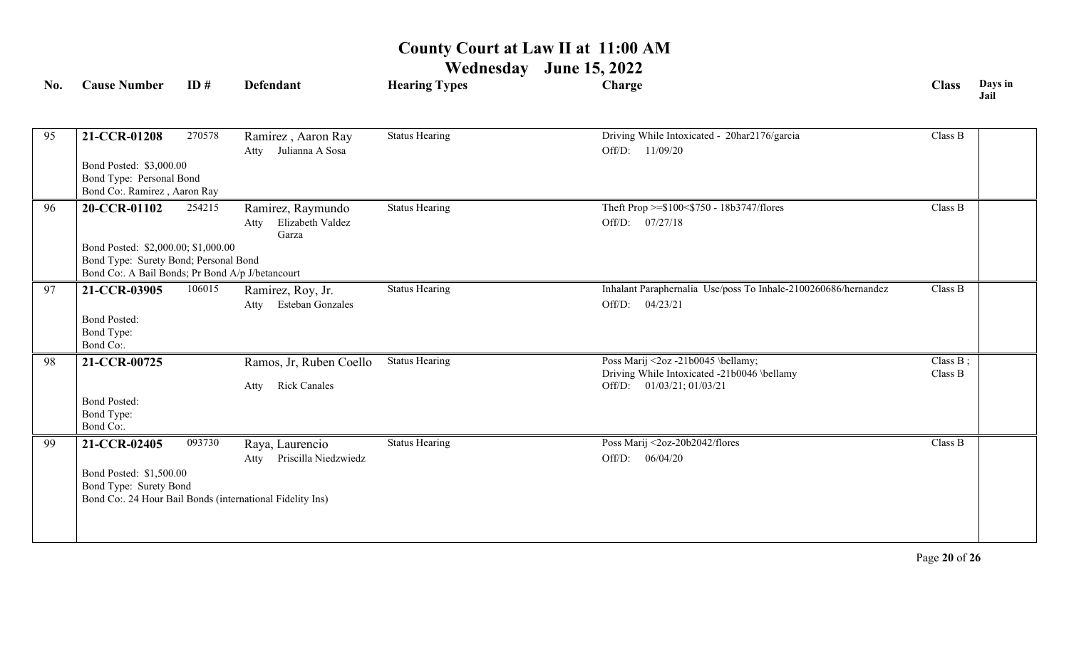# County Court at Law II at 11:00 AM

## Wednesday June 15, 2022

| No. | Cause Number | ID # | Defendant | Hearing Types | Charge | Class | Days in Jail |
|---|---|---|---|---|---|---|---|
| 95 | **21-CCR-01208** | 270578 | Ramirez , Aaron Ray<br>Atty Julianna A Sosa | Status Hearing | Driving While Intoxicated - 20har2176/garcia<br>Off/D: 11/09/20 | Class B | |
| | Bond Posted: $3,000.00<br>Bond Type: Personal Bond<br>Bond Co:. Ramirez , Aaron Ray | | | | | | |
| 96 | **20-CCR-01102** | 254215 | Ramirez, Raymundo<br>Atty Elizabeth Valdez Garza | Status Hearing | Theft Prop >=$100<$750 - 18b3747/flores<br>Off/D: 07/27/18 | Class B | |
| | Bond Posted: $2,000.00; $1,000.00<br>Bond Type: Surety Bond; Personal Bond<br>Bond Co:. A Bail Bonds; Pr Bond A/p J/betancourt | | | | | | |
| 97 | **21-CCR-03905** | 106015 | Ramirez, Roy, Jr.<br>Atty Esteban Gonzales | Status Hearing | Inhalant Paraphernalia Use/poss To Inhale-2100260686/hernandez<br>Off/D: 04/23/21 | Class B | |
| | Bond Posted:<br>Bond Type:<br>Bond Co:. | | | | | | |
| 98 | **21-CCR-00725** | | Ramos, Jr, Ruben Coello<br>Atty Rick Canales | Status Hearing | Poss Marij <2oz -21b0045 \bellamy;<br>Driving While Intoxicated -21b0046 \bellamy<br>Off/D: 01/03/21; 01/03/21 | Class B ;<br>Class B | |
| | Bond Posted:<br>Bond Type:<br>Bond Co:. | | | | | | |
| 99 | **21-CCR-02405** | 093730 | Raya, Laurencio<br>Atty Priscilla Niedzwiedz | Status Hearing | Poss Marij <2oz-20b2042/flores<br>Off/D: 06/04/20 | Class B | |
| | Bond Posted: $1,500.00<br>Bond Type: Surety Bond<br>Bond Co:. 24 Hour Bail Bonds (international Fidelity Ins) | | | | | | |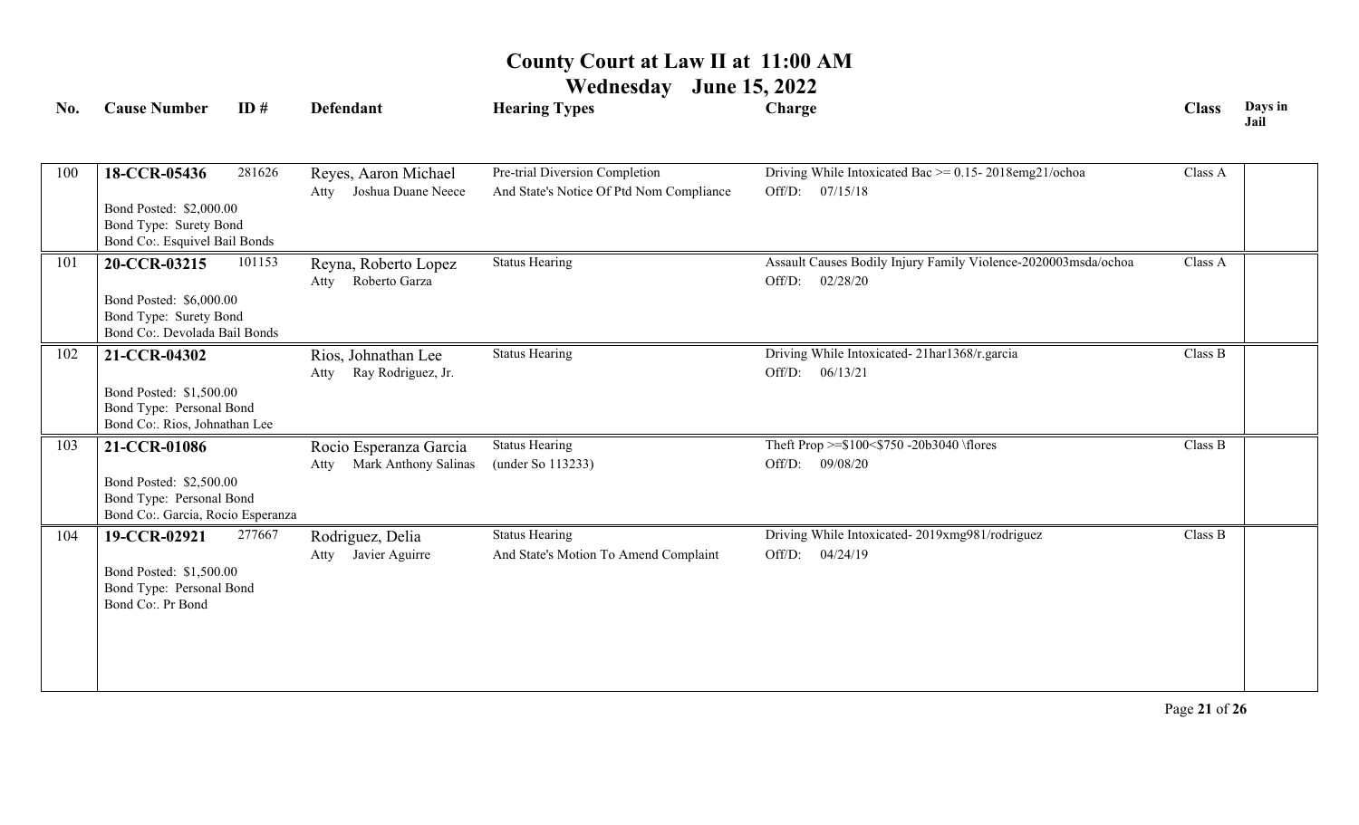# County Court at Law II at 11:00 AM

## Wednesday June 15, 2022

| No. | Cause Number | ID # | Defendant | Hearing Types | Charge | Class | Days in Jail |
|---|---|---|---|---|---|---|---|
| 100 | **18-CCR-05436**<br>Bond Posted: $2,000.00<br>Bond Type: Surety Bond<br>Bond Co:. Esquivel Bail Bonds | 281626 | Reyes, Aaron Michael<br>Atty Joshua Duane Neece | Pre-trial Diversion Completion<br>And State's Notice Of Ptd Nom Compliance | Driving While Intoxicated Bac >= 0.15- 2018emg21/ochoa<br>Off/D: 07/15/18 | Class A | |
| 101 | **20-CCR-03215**<br>Bond Posted: $6,000.00<br>Bond Type: Surety Bond<br>Bond Co:. Devolada Bail Bonds | 101153 | Reyna, Roberto Lopez<br>Atty Roberto Garza | Status Hearing | Assault Causes Bodily Injury Family Violence-2020003msda/ochoa<br>Off/D: 02/28/20 | Class A | |
| 102 | **21-CCR-04302**<br>Bond Posted: $1,500.00<br>Bond Type: Personal Bond<br>Bond Co:. Rios, Johnathan Lee | | Rios, Johnathan Lee<br>Atty Ray Rodriguez, Jr. | Status Hearing | Driving While Intoxicated- 21har1368/r.garcia<br>Off/D: 06/13/21 | Class B | |
| 103 | **21-CCR-01086**<br>Bond Posted: $2,500.00<br>Bond Type: Personal Bond<br>Bond Co:. Garcia, Rocio Esperanza | | Rocio Esperanza Garcia<br>Atty Mark Anthony Salinas | Status Hearing<br>(under So 113233) | Theft Prop >=$100<$750 -20b3040 \flores<br>Off/D: 09/08/20 | Class B | |
| 104 | **19-CCR-02921**<br>Bond Posted: $1,500.00<br>Bond Type: Personal Bond<br>Bond Co:. Pr Bond | 277667 | Rodriguez, Delia<br>Atty Javier Aguirre | Status Hearing<br>And State's Motion To Amend Complaint | Driving While Intoxicated- 2019xmg981/rodriguez<br>Off/D: 04/24/19 | Class B | |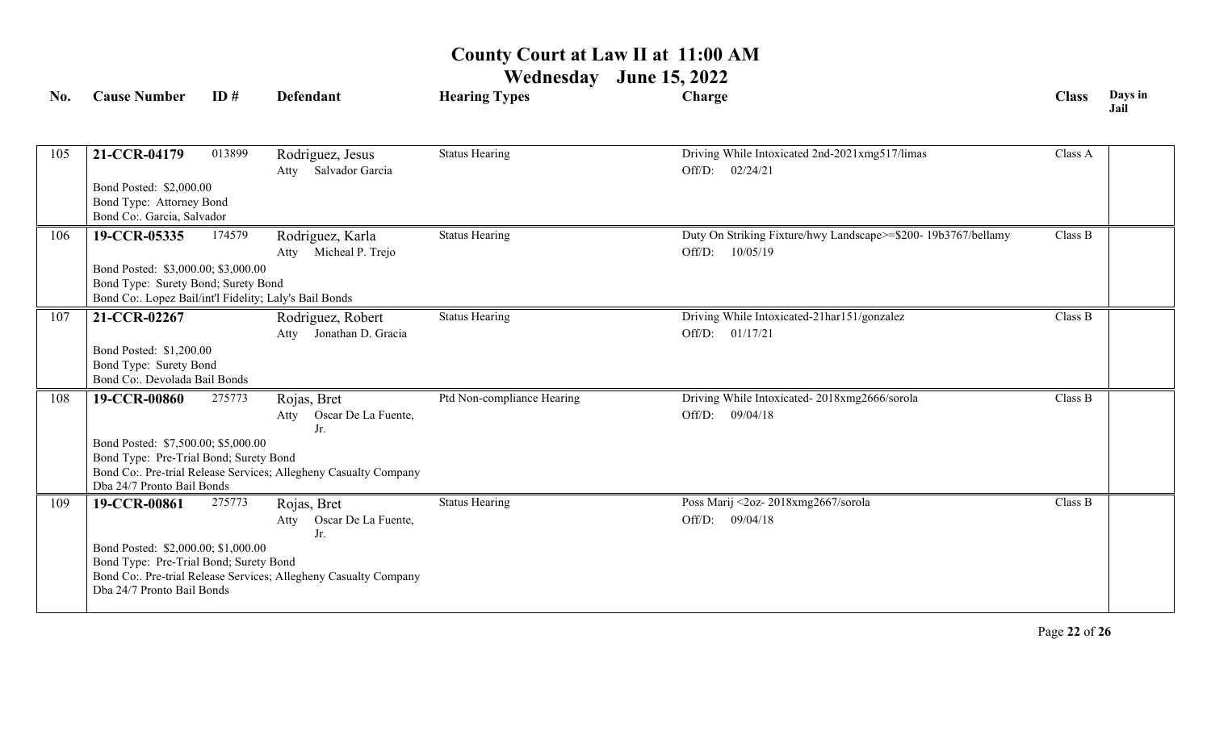# County Court at Law II at 11:00 AM

## Wednesday June 15, 2022

| No. | Cause Number | ID # | Defendant | Hearing Types | Charge | Class | Days in Jail |
|---|---|---|---|---|---|---|---|
| 105 | **21-CCR-04179** | 013899 | Rodriguez, Jesus<br>Atty Salvador Garcia | Status Hearing | Driving While Intoxicated 2nd-2021xmg517/limas<br>Off/D: 02/24/21 | Class A | |
| | Bond Posted: $2,000.00<br>Bond Type: Attorney Bond<br>Bond Co:. Garcia, Salvador | | | | | | |
| 106 | **19-CCR-05335** | 174579 | Rodriguez, Karla<br>Atty Micheal P. Trejo | Status Hearing | Duty On Striking Fixture/hwy Landscape>=$200- 19b3767/bellamy<br>Off/D: 10/05/19 | Class B | |
| | Bond Posted: $3,000.00; $3,000.00<br>Bond Type: Surety Bond; Surety Bond<br>Bond Co:. Lopez Bail/int'l Fidelity; Laly's Bail Bonds | | | | | | |
| 107 | **21-CCR-02267** | | Rodriguez, Robert<br>Atty Jonathan D. Gracia | Status Hearing | Driving While Intoxicated-21har151/gonzalez<br>Off/D: 01/17/21 | Class B | |
| | Bond Posted: $1,200.00<br>Bond Type: Surety Bond<br>Bond Co:. Devolada Bail Bonds | | | | | | |
| 108 | **19-CCR-00860** | 275773 | Rojas, Bret<br>Atty Oscar De La Fuente, Jr. | Ptd Non-compliance Hearing | Driving While Intoxicated- 2018xmg2666/sorola<br>Off/D: 09/04/18 | Class B | |
| | Bond Posted: $7,500.00; $5,000.00<br>Bond Type: Pre-Trial Bond; Surety Bond<br>Bond Co:. Pre-trial Release Services; Allegheny Casualty Company Dba 24/7 Pronto Bail Bonds | | | | | | |
| 109 | **19-CCR-00861** | 275773 | Rojas, Bret<br>Atty Oscar De La Fuente, Jr. | Status Hearing | Poss Marij <2oz- 2018xmg2667/sorola<br>Off/D: 09/04/18 | Class B | |
| | Bond Posted: $2,000.00; $1,000.00<br>Bond Type: Pre-Trial Bond; Surety Bond<br>Bond Co:. Pre-trial Release Services; Allegheny Casualty Company Dba 24/7 Pronto Bail Bonds | | | | | | |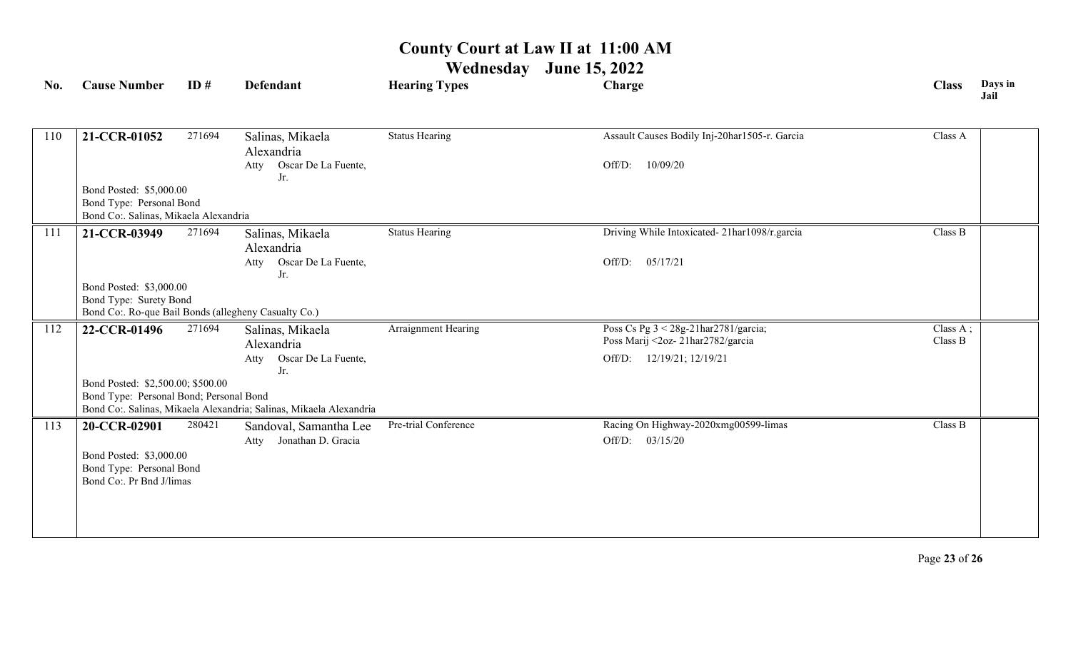# County Court at Law II at 11:00 AM

## Wednesday June 15, 2022

| No. | Cause Number | ID # | Defendant | Hearing Types | Charge | Class | Days in Jail |
|---|---|---|---|---|---|---|---|
| 110 | **21-CCR-01052**<br>Bond Posted: $5,000.00<br>Bond Type: Personal Bond<br>Bond Co:. Salinas, Mikaela Alexandria | 271694 | Salinas, Mikaela Alexandria<br>Atty Oscar De La Fuente, Jr. | Status Hearing | Assault Causes Bodily Inj-20har1505-r. Garcia<br>Off/D: 10/09/20 | Class A | |
| 111 | **21-CCR-03949**<br>Bond Posted: $3,000.00<br>Bond Type: Surety Bond<br>Bond Co:. Ro-que Bail Bonds (allegheny Casualty Co.) | 271694 | Salinas, Mikaela Alexandria<br>Atty Oscar De La Fuente, Jr. | Status Hearing | Driving While Intoxicated- 21har1098/r.garcia<br>Off/D: 05/17/21 | Class B | |
| 112 | **22-CCR-01496**<br>Bond Posted: $2,500.00; $500.00<br>Bond Type: Personal Bond; Personal Bond<br>Bond Co:. Salinas, Mikaela Alexandria; Salinas, Mikaela Alexandria | 271694 | Salinas, Mikaela Alexandria<br>Atty Oscar De La Fuente, Jr. | Arraignment Hearing | Poss Cs Pg 3 < 28g-21har2781/garcia;<br>Poss Marij <2oz- 21har2782/garcia<br>Off/D: 12/19/21; 12/19/21 | Class A ;<br>Class B | |
| 113 | **20-CCR-02901**<br>Bond Posted: $3,000.00<br>Bond Type: Personal Bond<br>Bond Co:. Pr Bnd J/limas | 280421 | Sandoval, Samantha Lee<br>Atty Jonathan D. Gracia | Pre-trial Conference | Racing On Highway-2020xmg00599-limas<br>Off/D: 03/15/20 | Class B | |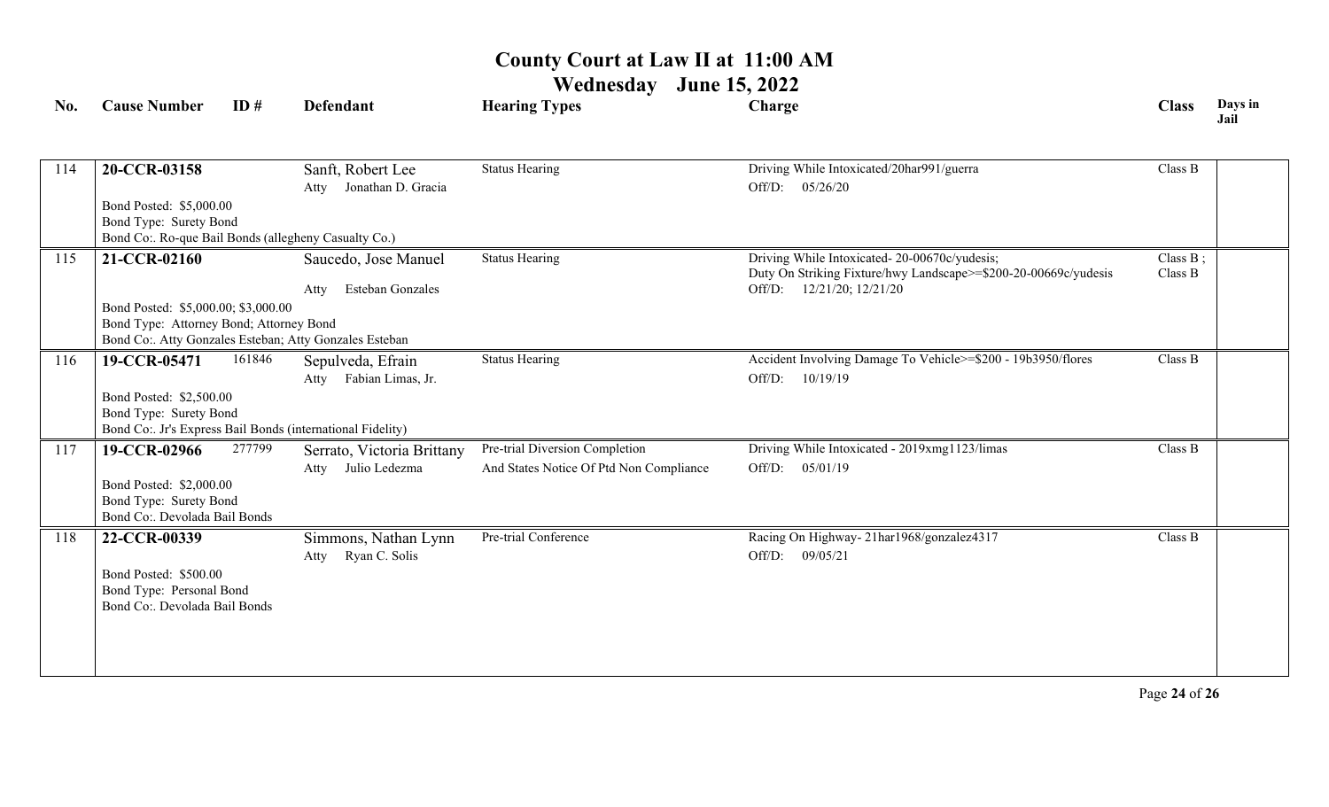# County Court at Law II at 11:00 AM

## Wednesday June 15, 2022

| No. | Cause Number | ID # | Defendant | Hearing Types | Charge | Class | Days in Jail |
|---|---|---|---|---|---|---|---|
| 114 | **20-CCR-03158**<br>Bond Posted: $5,000.00<br>Bond Type: Surety Bond<br>Bond Co:. Ro-que Bail Bonds (allegheny Casualty Co.) | | Sanft, Robert Lee<br>Atty Jonathan D. Gracia | Status Hearing | Driving While Intoxicated/20har991/guerra<br>Off/D: 05/26/20 | Class B | |
| 115 | **21-CCR-02160**<br>Bond Posted: $5,000.00; $3,000.00<br>Bond Type: Attorney Bond; Attorney Bond<br>Bond Co:. Atty Gonzales Esteban; Atty Gonzales Esteban | | Saucedo, Jose Manuel<br>Atty Esteban Gonzales | Status Hearing | Driving While Intoxicated- 20-00670c/yudesis;<br>Duty On Striking Fixture/hwy Landscape>=$200-20-00669c/yudesis<br>Off/D: 12/21/20; 12/21/20 | Class B ;<br>Class B | |
| 116 | **19-CCR-05471**<br>Bond Posted: $2,500.00<br>Bond Type: Surety Bond<br>Bond Co:. Jr's Express Bail Bonds (international Fidelity) | 161846 | Sepulveda, Efrain<br>Atty Fabian Limas, Jr. | Status Hearing | Accident Involving Damage To Vehicle>=$200 - 19b3950/flores<br>Off/D: 10/19/19 | Class B | |
| 117 | **19-CCR-02966**<br>Bond Posted: $2,000.00<br>Bond Type: Surety Bond<br>Bond Co:. Devolada Bail Bonds | 277799 | Serrato, Victoria Brittany<br>Atty Julio Ledezma | Pre-trial Diversion Completion<br>And States Notice Of Ptd Non Compliance | Driving While Intoxicated - 2019xmg1123/limas<br>Off/D: 05/01/19 | Class B | |
| 118 | **22-CCR-00339**<br>Bond Posted: $500.00<br>Bond Type: Personal Bond<br>Bond Co:. Devolada Bail Bonds | | Simmons, Nathan Lynn<br>Atty Ryan C. Solis | Pre-trial Conference | Racing On Highway- 21har1968/gonzalez4317<br>Off/D: 09/05/21 | Class B | |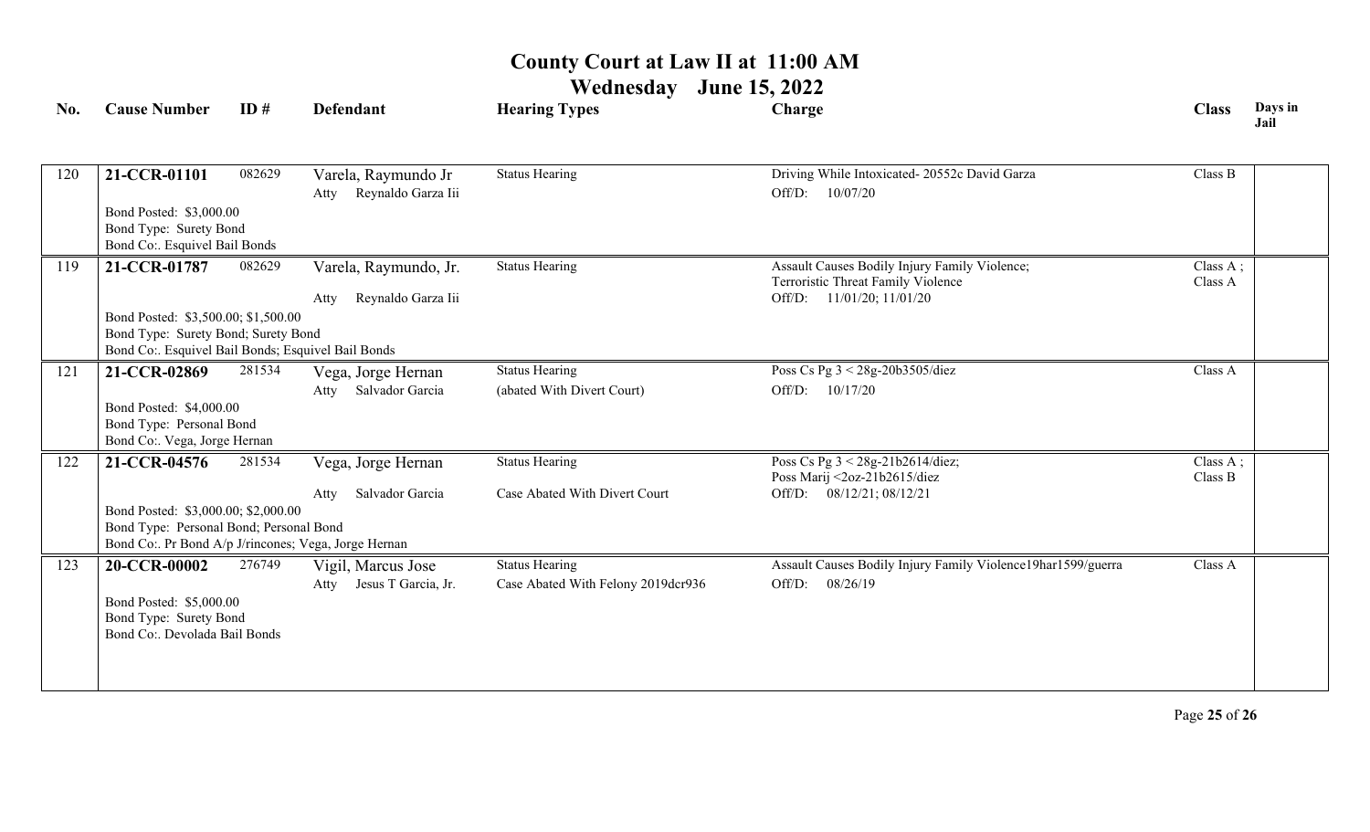# County Court at Law II at 11:00 AM

## Wednesday June 15, 2022

| No. | Cause Number | ID # | Defendant | Hearing Types | Charge | Class | Days in Jail |
|---|---|---|---|---|---|---|---|
| 120 | **21-CCR-01101** | 082629 | Varela, Raymundo Jr<br>Atty Reynaldo Garza Iii | Status Hearing | Driving While Intoxicated- 20552c David Garza<br>Off/D: 10/07/20 | Class B | |
| | Bond Posted: $3,000.00<br>Bond Type: Surety Bond<br>Bond Co:. Esquivel Bail Bonds | | | | | | |
| 119 | **21-CCR-01787** | 082629 | Varela, Raymundo, Jr.<br>Atty Reynaldo Garza Iii | Status Hearing | Assault Causes Bodily Injury Family Violence;<br>Terroristic Threat Family Violence<br>Off/D: 11/01/20; 11/01/20 | Class A ;<br>Class A | |
| | Bond Posted: $3,500.00; $1,500.00<br>Bond Type: Surety Bond; Surety Bond<br>Bond Co:. Esquivel Bail Bonds; Esquivel Bail Bonds | | | | | | |
| 121 | **21-CCR-02869** | 281534 | Vega, Jorge Hernan<br>Atty Salvador Garcia | Status Hearing<br>(abated With Divert Court) | Poss Cs Pg 3 < 28g-20b3505/diez<br>Off/D: 10/17/20 | Class A | |
| | Bond Posted: $4,000.00<br>Bond Type: Personal Bond<br>Bond Co:. Vega, Jorge Hernan | | | | | | |
| 122 | **21-CCR-04576** | 281534 | Vega, Jorge Hernan<br>Atty Salvador Garcia | Status Hearing<br>Case Abated With Divert Court | Poss Cs Pg 3 < 28g-21b2614/diez;<br>Poss Marij <2oz-21b2615/diez<br>Off/D: 08/12/21; 08/12/21 | Class A ;<br>Class B | |
| | Bond Posted: $3,000.00; $2,000.00<br>Bond Type: Personal Bond; Personal Bond<br>Bond Co:. Pr Bond A/p J/rincones; Vega, Jorge Hernan | | | | | | |
| 123 | **20-CCR-00002** | 276749 | Vigil, Marcus Jose<br>Atty Jesus T Garcia, Jr. | Status Hearing<br>Case Abated With Felony 2019dcr936 | Assault Causes Bodily Injury Family Violence19har1599/guerra<br>Off/D: 08/26/19 | Class A | |
| | Bond Posted: $5,000.00<br>Bond Type: Surety Bond<br>Bond Co:. Devolada Bail Bonds | | | | | | |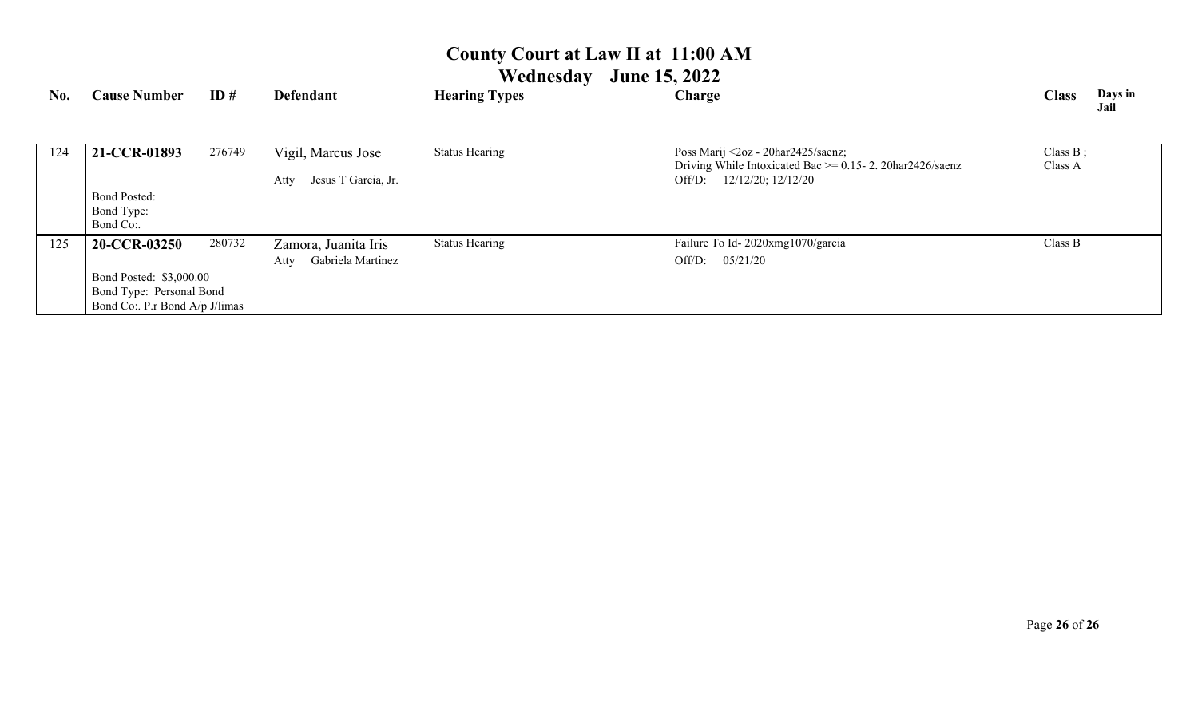# County Court at Law II at 11:00 AM

## Wednesday June 15, 2022

| No. | Cause Number | ID # | Defendant | Hearing Types | Charge | Class | Days in Jail |
|---|---|---|---|---|---|---|---|
| 124 | **21-CCR-01893**<br>Bond Posted:<br>Bond Type:<br>Bond Co:. | 276749 | Vigil, Marcus Jose<br>Atty Jesus T Garcia, Jr. | Status Hearing | Poss Marij <2oz - 20har2425/saenz;<br>Driving While Intoxicated Bac >= 0.15- 2. 20har2426/saenz<br>Off/D: 12/12/20; 12/12/20 | Class B ;<br>Class A | |
| 125 | **20-CCR-03250**<br>Bond Posted: $3,000.00<br>Bond Type: Personal Bond<br>Bond Co:. P.r Bond A/p J/limas | 280732 | Zamora, Juanita Iris<br>Atty Gabriela Martinez | Status Hearing | Failure To Id- 2020xmg1070/garcia<br>Off/D: 05/21/20 | Class B | |